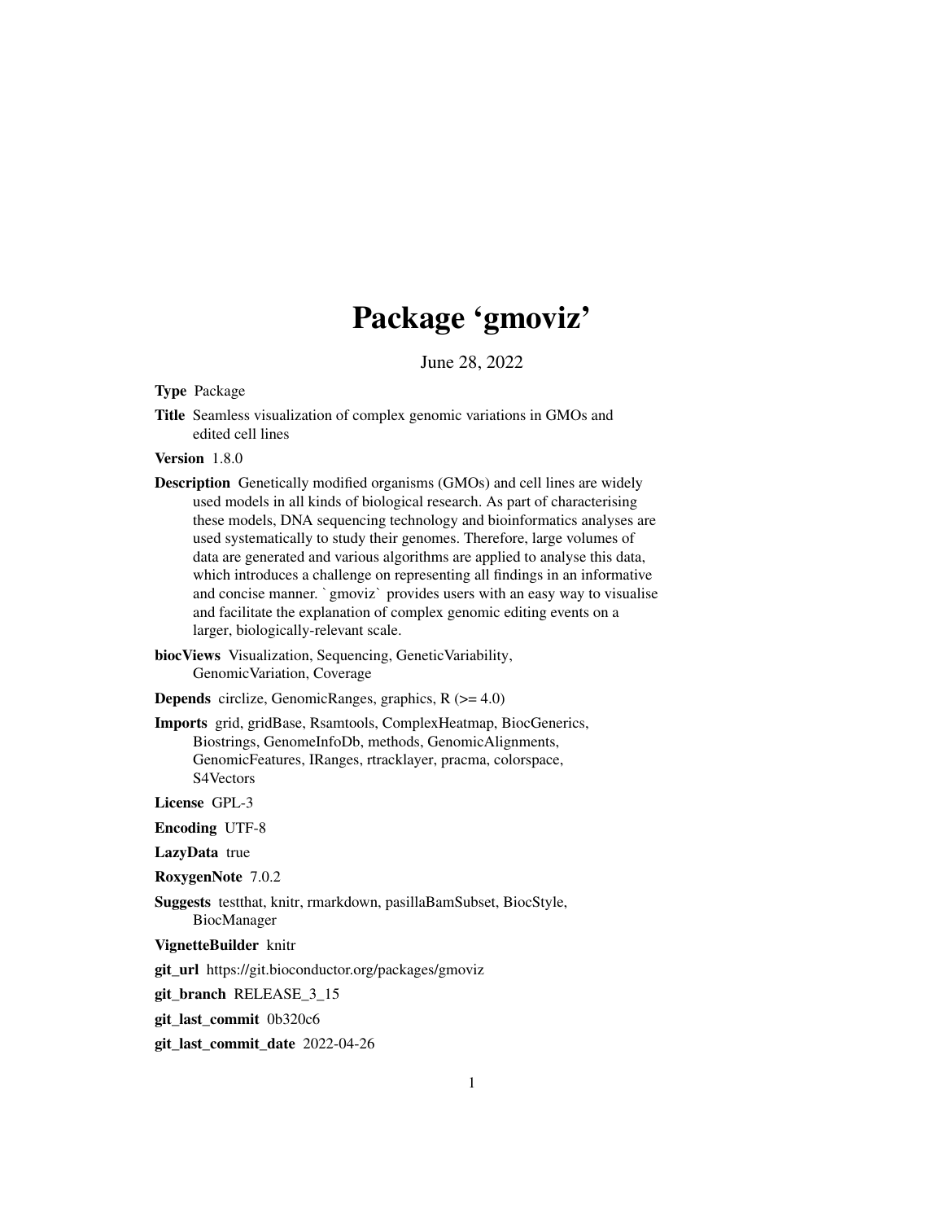# Package 'gmoviz'

June 28, 2022

**Type** Package

**Title** Seamless visualization of complex genomic variations in GMOs and edited cell lines

**Version** 1.8.0

**Description** Genetically modified organisms (GMOs) and cell lines are widely used models in all kinds of biological research. As part of characterising these models, DNA sequencing technology and bioinformatics analyses are used systematically to study their genomes. Therefore, large volumes of data are generated and various algorithms are applied to analyse this data, which introduces a challenge on representing all findings in an informative and concise manner. `gmoviz` provides users with an easy way to visualise and facilitate the explanation of complex genomic editing events on a larger, biologically-relevant scale.

**biocViews** Visualization, Sequencing, GeneticVariability, GenomicVariation, Coverage

**Depends** circlize, GenomicRanges, graphics, R (>= 4.0)

**Imports** grid, gridBase, Rsamtools, ComplexHeatmap, BiocGenerics, Biostrings, GenomeInfoDb, methods, GenomicAlignments, GenomicFeatures, IRanges, rtracklayer, pracma, colorspace, S4Vectors

**License** GPL-3

**Encoding** UTF-8

**LazyData** true

**RoxygenNote** 7.0.2

**Suggests** testthat, knitr, rmarkdown, pasillaBamSubset, BiocStyle, BiocManager

**VignetteBuilder** knitr

**git_url** https://git.bioconductor.org/packages/gmoviz

**git_branch** RELEASE_3_15

**git_last_commit** 0b320c6

**git_last_commit_date** 2022-04-26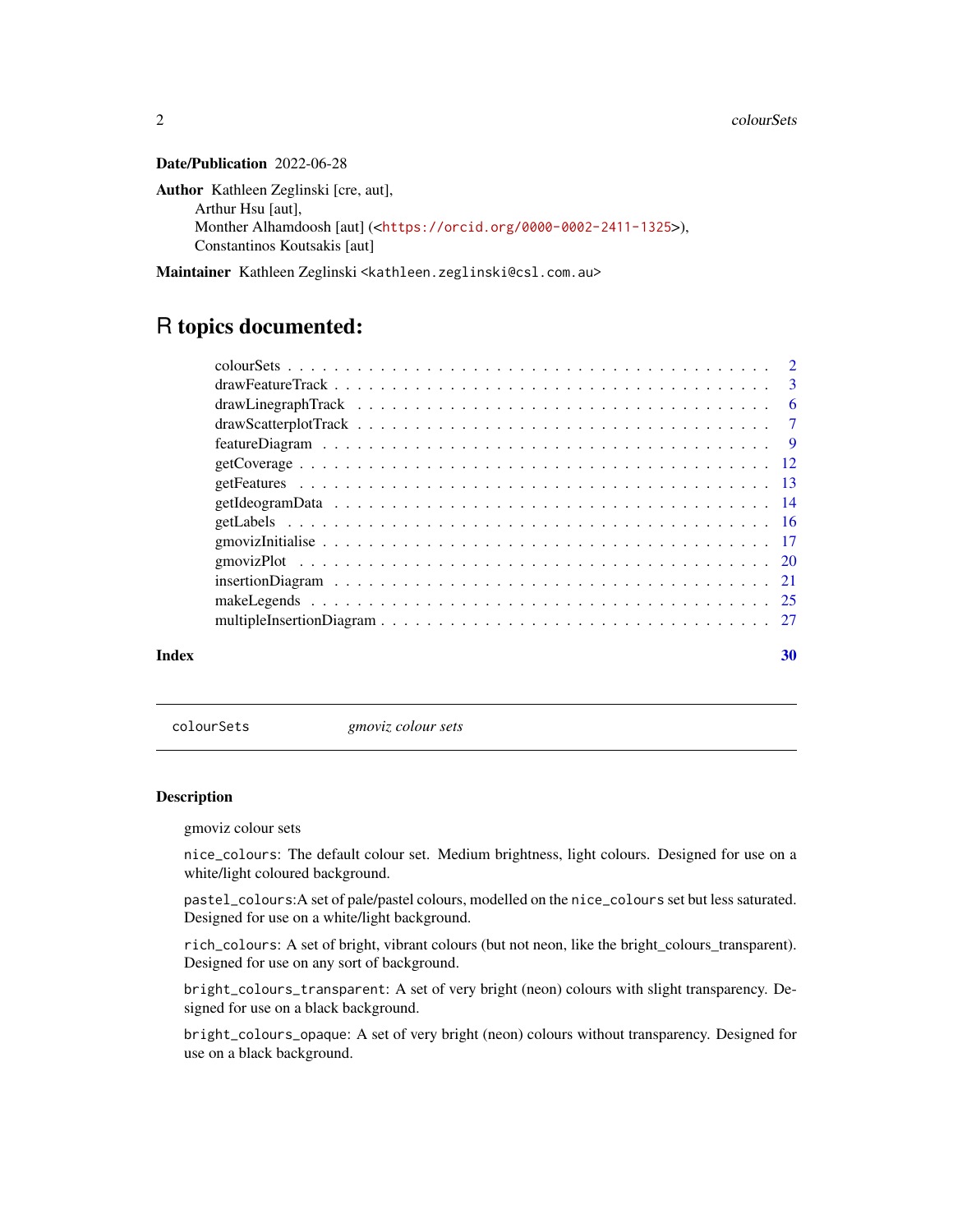**Date/Publication** 2022-06-28

**Author** Kathleen Zeglinski [cre, aut],
Arthur Hsu [aut],
Monther Alhamdoosh [aut] (<https://orcid.org/0000-0002-2411-1325>),
Constantinos Koutsakis [aut]

**Maintainer** Kathleen Zeglinski <kathleen.zeglinski@csl.com.au>

# R topics documented:

- colourSets . . . . . . . . . . . . . . . . . . . . . . . . . . . . . . . . . . . . . . . . 2
- drawFeatureTrack . . . . . . . . . . . . . . . . . . . . . . . . . . . . . . . . . . . . . 3
- drawLinegraphTrack . . . . . . . . . . . . . . . . . . . . . . . . . . . . . . . . . . . 6
- drawScatterplotTrack . . . . . . . . . . . . . . . . . . . . . . . . . . . . . . . . . . . 7
- featureDiagram . . . . . . . . . . . . . . . . . . . . . . . . . . . . . . . . . . . . . . 9
- getCoverage . . . . . . . . . . . . . . . . . . . . . . . . . . . . . . . . . . . . . . . 12
- getFeatures . . . . . . . . . . . . . . . . . . . . . . . . . . . . . . . . . . . . . . . 13
- getIdeogramData . . . . . . . . . . . . . . . . . . . . . . . . . . . . . . . . . . . . 14
- getLabels . . . . . . . . . . . . . . . . . . . . . . . . . . . . . . . . . . . . . . . . 16
- gmovizInitialise . . . . . . . . . . . . . . . . . . . . . . . . . . . . . . . . . . . . . 17
- gmovizPlot . . . . . . . . . . . . . . . . . . . . . . . . . . . . . . . . . . . . . . . 20
- insertionDiagram . . . . . . . . . . . . . . . . . . . . . . . . . . . . . . . . . . . . 21
- makeLegends . . . . . . . . . . . . . . . . . . . . . . . . . . . . . . . . . . . . . . 25
- multipleInsertionDiagram . . . . . . . . . . . . . . . . . . . . . . . . . . . . . . . . 27

**Index** **30**

---

`colourSets` *gmoviz colour sets*

---

### Description

gmoviz colour sets

`nice_colours`: The default colour set. Medium brightness, light colours. Designed for use on a white/light coloured background.

`pastel_colours`:A set of pale/pastel colours, modelled on the `nice_colours` set but less saturated. Designed for use on a white/light background.

`rich_colours`: A set of bright, vibrant colours (but not neon, like the bright_colours_transparent). Designed for use on any sort of background.

`bright_colours_transparent`: A set of very bright (neon) colours with slight transparency. Designed for use on a black background.

`bright_colours_opaque`: A set of very bright (neon) colours without transparency. Designed for use on a black background.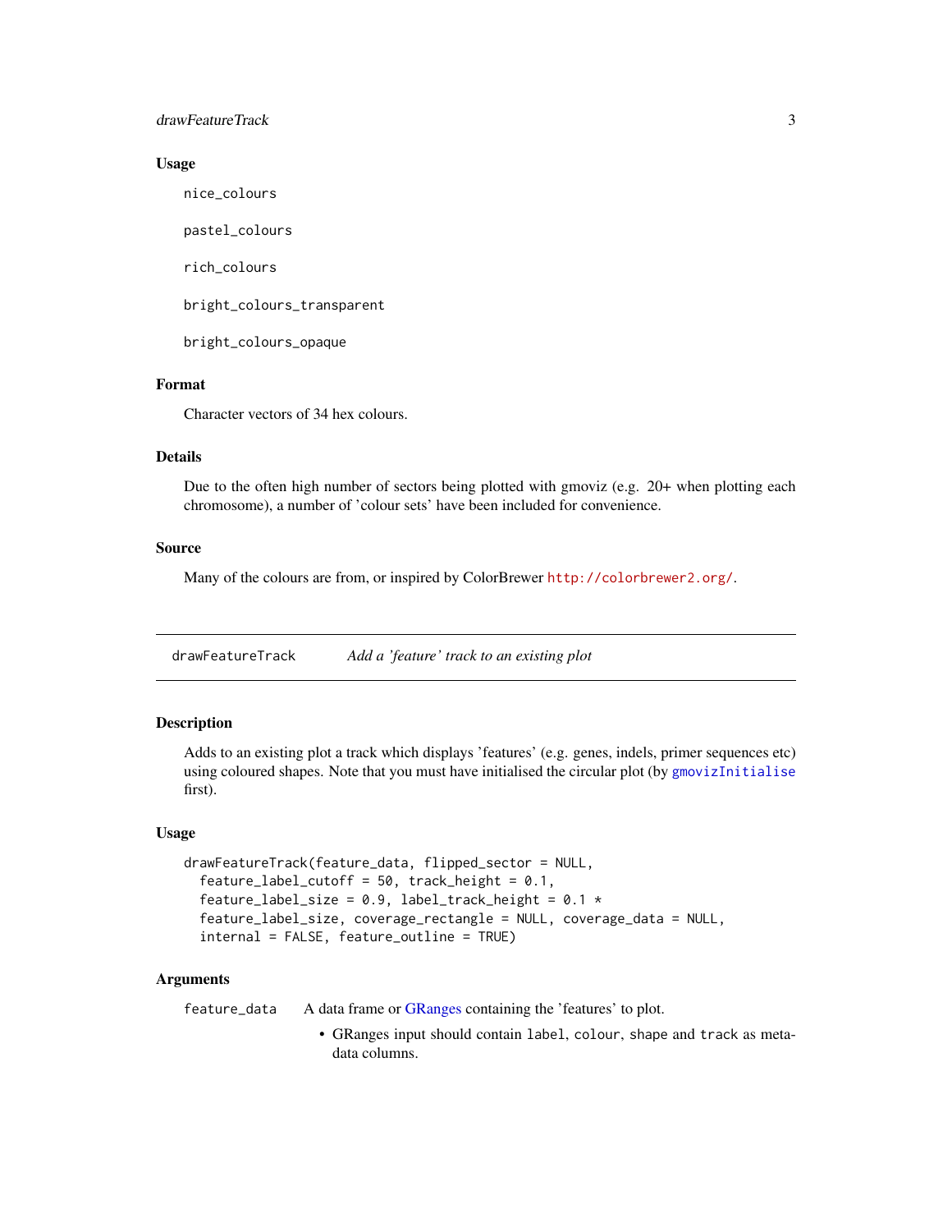### Usage

```
nice_colours

pastel_colours

rich_colours

bright_colours_transparent

bright_colours_opaque
```

### Format

Character vectors of 34 hex colours.

### Details

Due to the often high number of sectors being plotted with gmoviz (e.g. 20+ when plotting each chromosome), a number of 'colour sets' have been included for convenience.

### Source

Many of the colours are from, or inspired by ColorBrewer http://colorbrewer2.org/.

---

## drawFeatureTrack — *Add a 'feature' track to an existing plot*

---

### Description

Adds to an existing plot a track which displays 'features' (e.g. genes, indels, primer sequences etc) using coloured shapes. Note that you must have initialised the circular plot (by gmovizInitialise first).

### Usage

```
drawFeatureTrack(feature_data, flipped_sector = NULL,
  feature_label_cutoff = 50, track_height = 0.1,
  feature_label_size = 0.9, label_track_height = 0.1 *
  feature_label_size, coverage_rectangle = NULL, coverage_data = NULL,
  internal = FALSE, feature_outline = TRUE)
```

### Arguments

`feature_data` — A data frame or GRanges containing the 'features' to plot.

- GRanges input should contain `label`, `colour`, `shape` and `track` as metadata columns.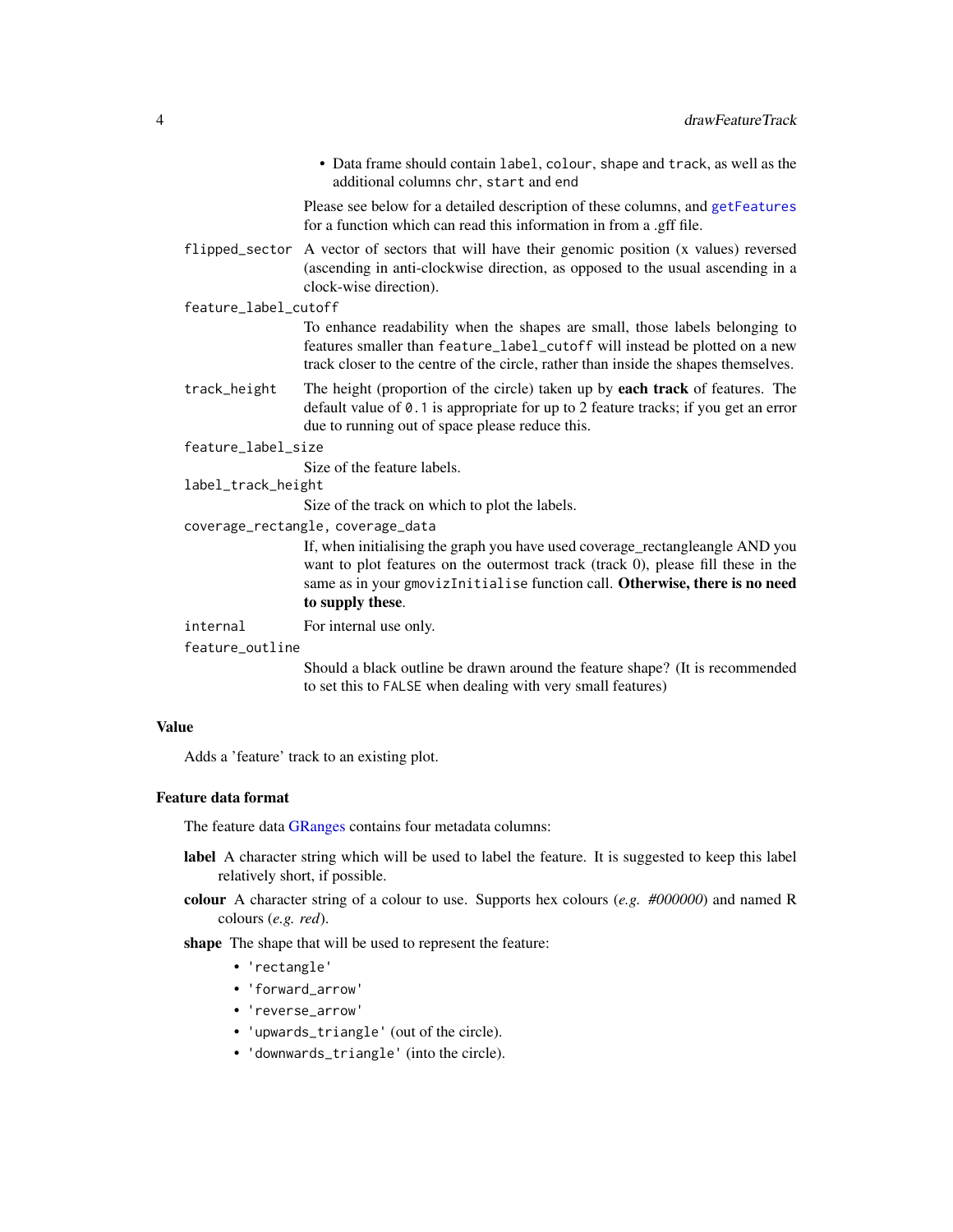- Data frame should contain `label`, `colour`, `shape` and `track`, as well as the additional columns `chr`, `start` and `end`

Please see below for a detailed description of these columns, and `getFeatures` for a function which can read this information in from a .gff file.

`flipped_sector` A vector of sectors that will have their genomic position (x values) reversed (ascending in anti-clockwise direction, as opposed to the usual ascending in a clock-wise direction).

`feature_label_cutoff`
To enhance readability when the shapes are small, those labels belonging to features smaller than `feature_label_cutoff` will instead be plotted on a new track closer to the centre of the circle, rather than inside the shapes themselves.

`track_height` The height (proportion of the circle) taken up by **each track** of features. The default value of `0.1` is appropriate for up to 2 feature tracks; if you get an error due to running out of space please reduce this.

`feature_label_size`
Size of the feature labels.

`label_track_height`
Size of the track on which to plot the labels.

`coverage_rectangle, coverage_data`
If, when initialising the graph you have used coverage_rectangleangle AND you want to plot features on the outermost track (track 0), please fill these in the same as in your `gmovizInitialise` function call. **Otherwise, there is no need to supply these**.

`internal` For internal use only.

`feature_outline`
Should a black outline be drawn around the feature shape? (It is recommended to set this to `FALSE` when dealing with very small features)

### Value

Adds a 'feature' track to an existing plot.

### Feature data format

The feature data GRanges contains four metadata columns:

**label** A character string which will be used to label the feature. It is suggested to keep this label relatively short, if possible.

**colour** A character string of a colour to use. Supports hex colours (*e.g. #000000*) and named R colours (*e.g. red*).

**shape** The shape that will be used to represent the feature:

- `'rectangle'`
- `'forward_arrow'`
- `'reverse_arrow'`
- `'upwards_triangle'` (out of the circle).
- `'downwards_triangle'` (into the circle).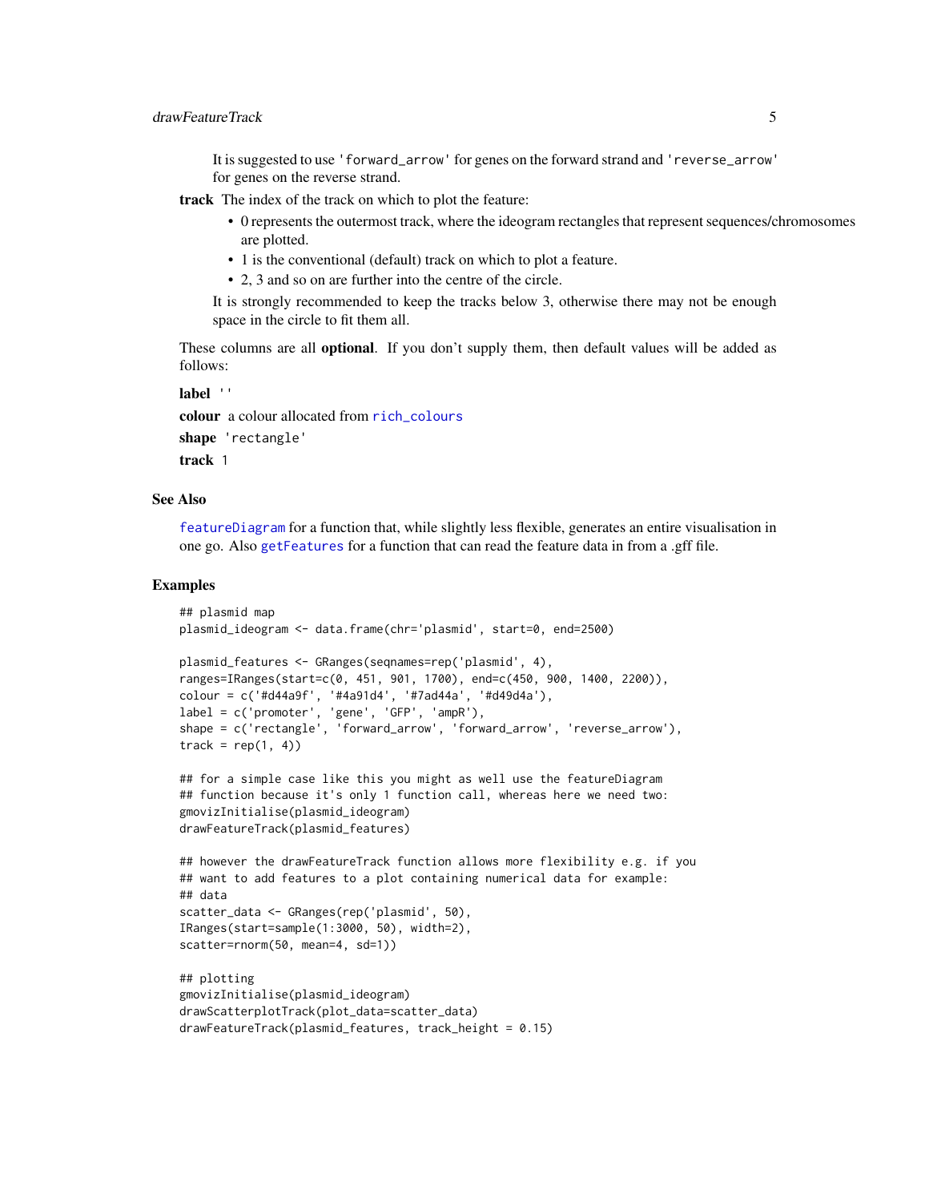It is suggested to use 'forward_arrow' for genes on the forward strand and 'reverse_arrow' for genes on the reverse strand.

**track** The index of the track on which to plot the feature:

- 0 represents the outermost track, where the ideogram rectangles that represent sequences/chromosomes are plotted.
- 1 is the conventional (default) track on which to plot a feature.
- 2, 3 and so on are further into the centre of the circle.

It is strongly recommended to keep the tracks below 3, otherwise there may not be enough space in the circle to fit them all.

These columns are all **optional**. If you don't supply them, then default values will be added as follows:

**label** ''

**colour** a colour allocated from rich_colours

**shape** 'rectangle'

**track** 1

## See Also

featureDiagram for a function that, while slightly less flexible, generates an entire visualisation in one go. Also getFeatures for a function that can read the feature data in from a .gff file.

## Examples

```
## plasmid map
plasmid_ideogram <- data.frame(chr='plasmid', start=0, end=2500)

plasmid_features <- GRanges(seqnames=rep('plasmid', 4),
ranges=IRanges(start=c(0, 451, 901, 1700), end=c(450, 900, 1400, 2200)),
colour = c('#d44a9f', '#4a91d4', '#7ad44a', '#d49d4a'),
label = c('promoter', 'gene', 'GFP', 'ampR'),
shape = c('rectangle', 'forward_arrow', 'forward_arrow', 'reverse_arrow'),
track = rep(1, 4))

## for a simple case like this you might as well use the featureDiagram
## function because it's only 1 function call, whereas here we need two:
gmovizInitialise(plasmid_ideogram)
drawFeatureTrack(plasmid_features)

## however the drawFeatureTrack function allows more flexibility e.g. if you
## want to add features to a plot containing numerical data for example:
## data
scatter_data <- GRanges(rep('plasmid', 50),
IRanges(start=sample(1:3000, 50), width=2),
scatter=rnorm(50, mean=4, sd=1))

## plotting
gmovizInitialise(plasmid_ideogram)
drawScatterplotTrack(plot_data=scatter_data)
drawFeatureTrack(plasmid_features, track_height = 0.15)
```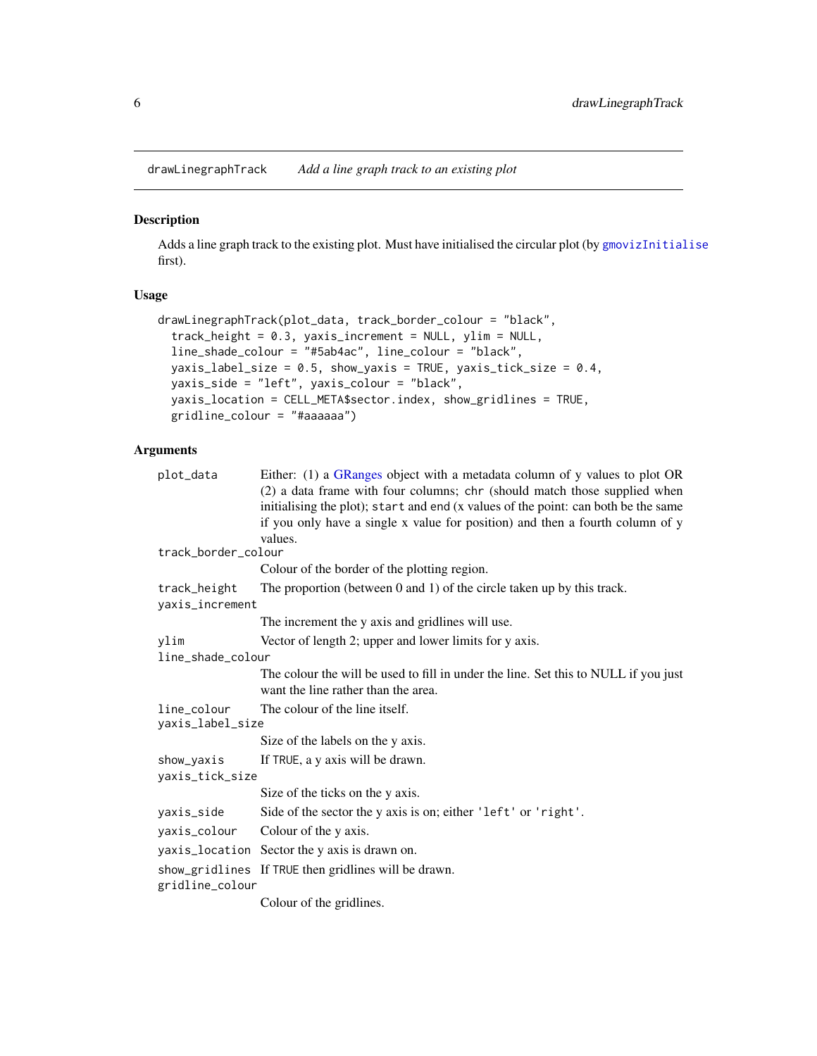drawLinegraphTrack *Add a line graph track to an existing plot*

## Description

Adds a line graph track to the existing plot. Must have initialised the circular plot (by `gmovizInitialise` first).

## Usage

```
drawLinegraphTrack(plot_data, track_border_colour = "black",
  track_height = 0.3, yaxis_increment = NULL, ylim = NULL,
  line_shade_colour = "#5ab4ac", line_colour = "black",
  yaxis_label_size = 0.5, show_yaxis = TRUE, yaxis_tick_size = 0.4,
  yaxis_side = "left", yaxis_colour = "black",
  yaxis_location = CELL_META$sector.index, show_gridlines = TRUE,
  gridline_colour = "#aaaaaa")
```

## Arguments

| | |
|---|---|
| `plot_data` | Either: (1) a GRanges object with a metadata column of y values to plot OR (2) a data frame with four columns; `chr` (should match those supplied when initialising the plot); `start` and `end` (x values of the point: can both be the same if you only have a single x value for position) and then a fourth column of y values. |
| `track_border_colour` | Colour of the border of the plotting region. |
| `track_height` | The proportion (between 0 and 1) of the circle taken up by this track. |
| `yaxis_increment` | The increment the y axis and gridlines will use. |
| `ylim` | Vector of length 2; upper and lower limits for y axis. |
| `line_shade_colour` | The colour the will be used to fill in under the line. Set this to NULL if you just want the line rather than the area. |
| `line_colour` | The colour of the line itself. |
| `yaxis_label_size` | Size of the labels on the y axis. |
| `show_yaxis` | If `TRUE`, a y axis will be drawn. |
| `yaxis_tick_size` | Size of the ticks on the y axis. |
| `yaxis_side` | Side of the sector the y axis is on; either `'left'` or `'right'`. |
| `yaxis_colour` | Colour of the y axis. |
| `yaxis_location` | Sector the y axis is drawn on. |
| `show_gridlines` | If `TRUE` then gridlines will be drawn. |
| `gridline_colour` | Colour of the gridlines. |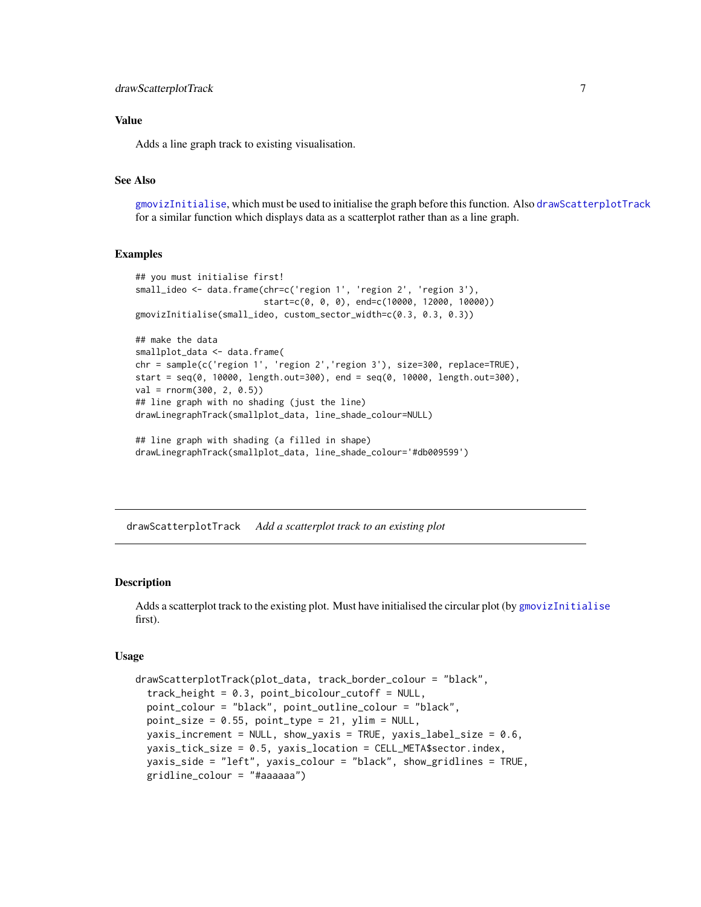### Value

Adds a line graph track to existing visualisation.

### See Also

gmovizInitialise, which must be used to initialise the graph before this function. Also drawScatterplotTrack for a similar function which displays data as a scatterplot rather than as a line graph.

### Examples

```
## you must initialise first!
small_ideo <- data.frame(chr=c('region 1', 'region 2', 'region 3'),
                         start=c(0, 0, 0), end=c(10000, 12000, 10000))
gmovizInitialise(small_ideo, custom_sector_width=c(0.3, 0.3, 0.3))

## make the data
smallplot_data <- data.frame(
chr = sample(c('region 1', 'region 2','region 3'), size=300, replace=TRUE),
start = seq(0, 10000, length.out=300), end = seq(0, 10000, length.out=300),
val = rnorm(300, 2, 0.5))
## line graph with no shading (just the line)
drawLinegraphTrack(smallplot_data, line_shade_colour=NULL)

## line graph with shading (a filled in shape)
drawLinegraphTrack(smallplot_data, line_shade_colour='#db009599')
```

---

## drawScatterplotTrack *Add a scatterplot track to an existing plot*

### Description

Adds a scatterplot track to the existing plot. Must have initialised the circular plot (by gmovizInitialise first).

### Usage

```
drawScatterplotTrack(plot_data, track_border_colour = "black",
  track_height = 0.3, point_bicolour_cutoff = NULL,
  point_colour = "black", point_outline_colour = "black",
  point_size = 0.55, point_type = 21, ylim = NULL,
  yaxis_increment = NULL, show_yaxis = TRUE, yaxis_label_size = 0.6,
  yaxis_tick_size = 0.5, yaxis_location = CELL_META$sector.index,
  yaxis_side = "left", yaxis_colour = "black", show_gridlines = TRUE,
  gridline_colour = "#aaaaaa")
```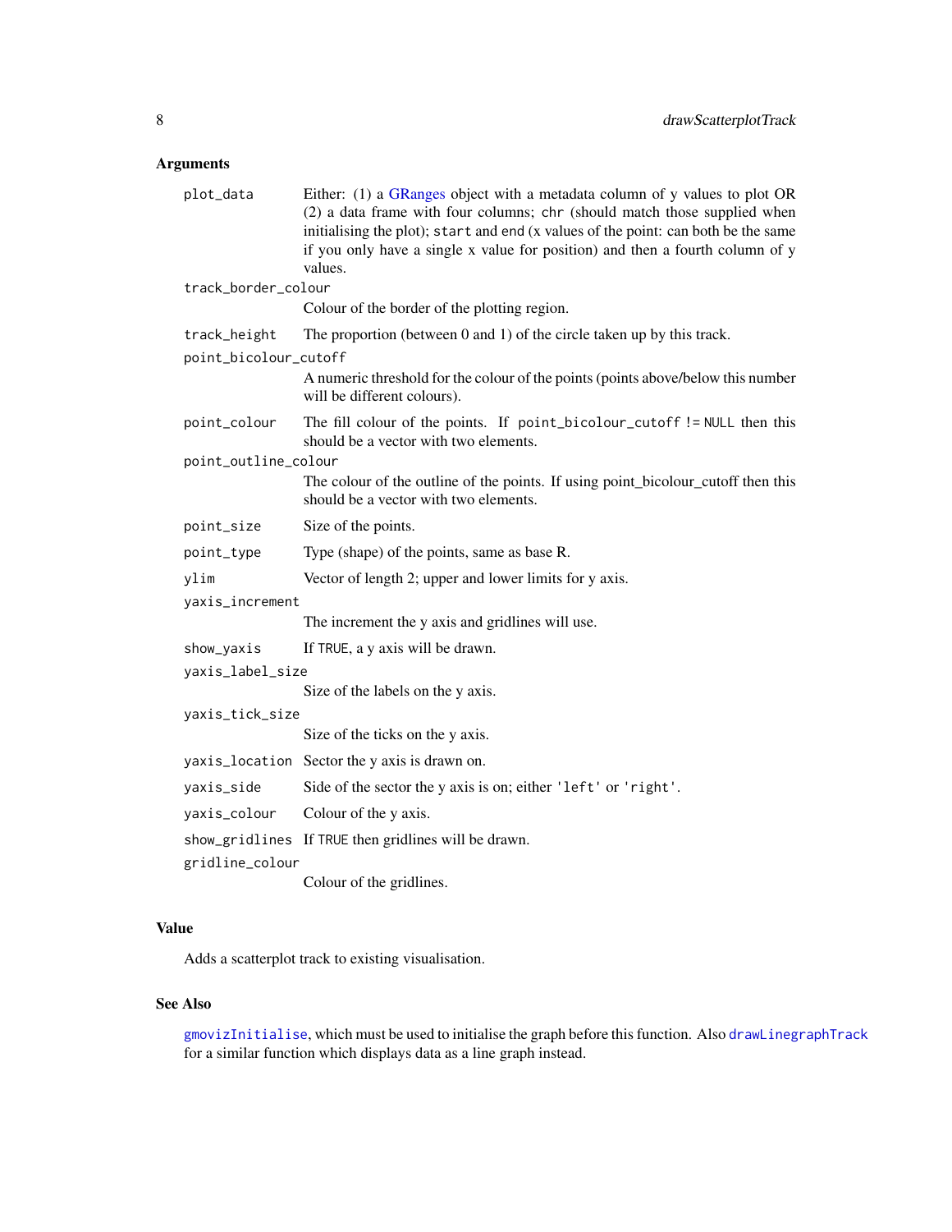### Arguments

- **plot_data**: Either: (1) a GRanges object with a metadata column of y values to plot OR (2) a data frame with four columns; `chr` (should match those supplied when initialising the plot); `start` and `end` (x values of the point: can both be the same if you only have a single x value for position) and then a fourth column of y values.
- **track_border_colour**: Colour of the border of the plotting region.
- **track_height**: The proportion (between 0 and 1) of the circle taken up by this track.
- **point_bicolour_cutoff**: A numeric threshold for the colour of the points (points above/below this number will be different colours).
- **point_colour**: The fill colour of the points. If `point_bicolour_cutoff != NULL` then this should be a vector with two elements.
- **point_outline_colour**: The colour of the outline of the points. If using point_bicolour_cutoff then this should be a vector with two elements.
- **point_size**: Size of the points.
- **point_type**: Type (shape) of the points, same as base R.
- **ylim**: Vector of length 2; upper and lower limits for y axis.
- **yaxis_increment**: The increment the y axis and gridlines will use.
- **show_yaxis**: If `TRUE`, a y axis will be drawn.
- **yaxis_label_size**: Size of the labels on the y axis.
- **yaxis_tick_size**: Size of the ticks on the y axis.
- **yaxis_location**: Sector the y axis is drawn on.
- **yaxis_side**: Side of the sector the y axis is on; either `'left'` or `'right'`.
- **yaxis_colour**: Colour of the y axis.
- **show_gridlines**: If `TRUE` then gridlines will be drawn.
- **gridline_colour**: Colour of the gridlines.

### Value

Adds a scatterplot track to existing visualisation.

### See Also

`gmovizInitialise`, which must be used to initialise the graph before this function. Also `drawLinegraphTrack` for a similar function which displays data as a line graph instead.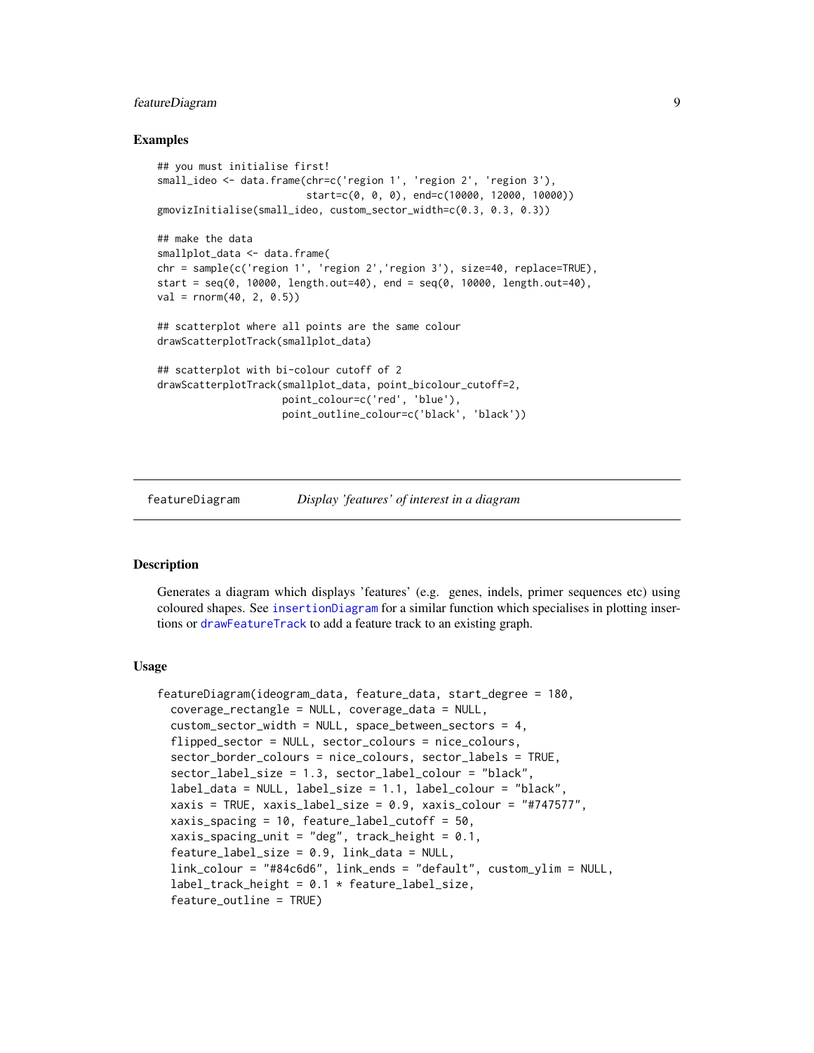### Examples

```
## you must initialise first!
small_ideo <- data.frame(chr=c('region 1', 'region 2', 'region 3'),
                         start=c(0, 0, 0), end=c(10000, 12000, 10000))
gmovizInitialise(small_ideo, custom_sector_width=c(0.3, 0.3, 0.3))

## make the data
smallplot_data <- data.frame(
chr = sample(c('region 1', 'region 2','region 3'), size=40, replace=TRUE),
start = seq(0, 10000, length.out=40), end = seq(0, 10000, length.out=40),
val = rnorm(40, 2, 0.5))

## scatterplot where all points are the same colour
drawScatterplotTrack(smallplot_data)

## scatterplot with bi-colour cutoff of 2
drawScatterplotTrack(smallplot_data, point_bicolour_cutoff=2,
                    point_colour=c('red', 'blue'),
                    point_outline_colour=c('black', 'black'))
```

## featureDiagram *Display 'features' of interest in a diagram*

### Description

Generates a diagram which displays 'features' (e.g. genes, indels, primer sequences etc) using coloured shapes. See insertionDiagram for a similar function which specialises in plotting insertions or drawFeatureTrack to add a feature track to an existing graph.

### Usage

```
featureDiagram(ideogram_data, feature_data, start_degree = 180,
  coverage_rectangle = NULL, coverage_data = NULL,
  custom_sector_width = NULL, space_between_sectors = 4,
  flipped_sector = NULL, sector_colours = nice_colours,
  sector_border_colours = nice_colours, sector_labels = TRUE,
  sector_label_size = 1.3, sector_label_colour = "black",
  label_data = NULL, label_size = 1.1, label_colour = "black",
  xaxis = TRUE, xaxis_label_size = 0.9, xaxis_colour = "#747577",
  xaxis_spacing = 10, feature_label_cutoff = 50,
  xaxis_spacing_unit = "deg", track_height = 0.1,
  feature_label_size = 0.9, link_data = NULL,
  link_colour = "#84c6d6", link_ends = "default", custom_ylim = NULL,
  label_track_height = 0.1 * feature_label_size,
  feature_outline = TRUE)
```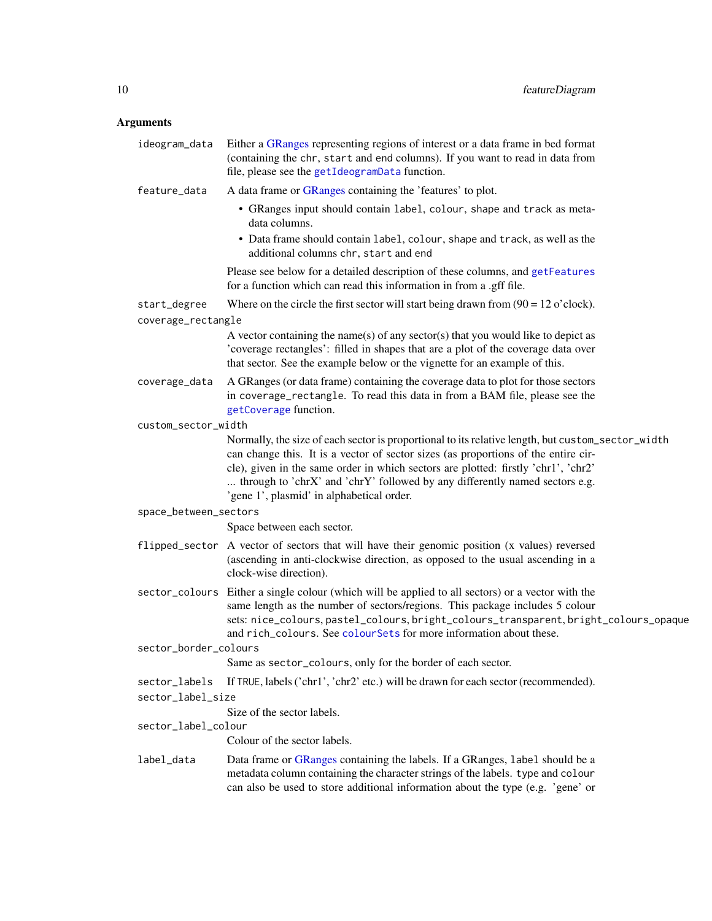## Arguments

`ideogram_data`
: Either a GRanges representing regions of interest or a data frame in bed format (containing the `chr`, `start` and `end` columns). If you want to read in data from file, please see the `getIdeogramData` function.

`feature_data`
: A data frame or GRanges containing the 'features' to plot.
  - GRanges input should contain `label`, `colour`, `shape` and `track` as metadata columns.
  - Data frame should contain `label`, `colour`, `shape` and `track`, as well as the additional columns `chr`, `start` and `end`

  Please see below for a detailed description of these columns, and `getFeatures` for a function which can read this information in from a .gff file.

`start_degree`
: Where on the circle the first sector will start being drawn from (90 = 12 o'clock).

`coverage_rectangle`
: A vector containing the name(s) of any sector(s) that you would like to depict as 'coverage rectangles': filled in shapes that are a plot of the coverage data over that sector. See the example below or the vignette for an example of this.

`coverage_data`
: A GRanges (or data frame) containing the coverage data to plot for those sectors in `coverage_rectangle`. To read this data in from a BAM file, please see the `getCoverage` function.

`custom_sector_width`
: Normally, the size of each sector is proportional to its relative length, but `custom_sector_width` can change this. It is a vector of sector sizes (as proportions of the entire circle), given in the same order in which sectors are plotted: firstly 'chr1', 'chr2' ... through to 'chrX' and 'chrY' followed by any differently named sectors e.g. 'gene 1', plasmid' in alphabetical order.

`space_between_sectors`
: Space between each sector.

`flipped_sector`
: A vector of sectors that will have their genomic position (x values) reversed (ascending in anti-clockwise direction, as opposed to the usual ascending in a clock-wise direction).

`sector_colours`
: Either a single colour (which will be applied to all sectors) or a vector with the same length as the number of sectors/regions. This package includes 5 colour sets: `nice_colours`, `pastel_colours`, `bright_colours_transparent`, `bright_colours_opaque` and `rich_colours`. See `colourSets` for more information about these.

`sector_border_colours`
: Same as `sector_colours`, only for the border of each sector.

`sector_labels`
: If `TRUE`, labels ('chr1', 'chr2' etc.) will be drawn for each sector (recommended).

`sector_label_size`
: Size of the sector labels.

`sector_label_colour`
: Colour of the sector labels.

`label_data`
: Data frame or GRanges containing the labels. If a GRanges, `label` should be a metadata column containing the character strings of the labels. `type` and `colour` can also be used to store additional information about the type (e.g. 'gene' or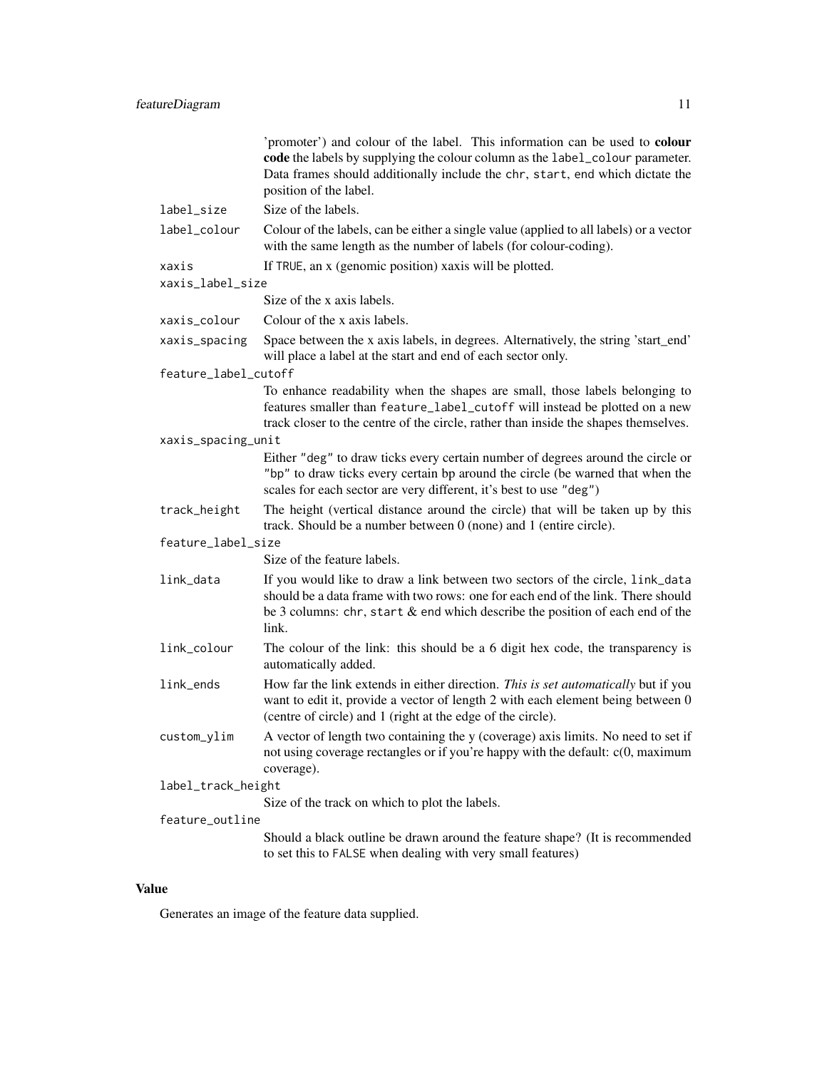'promoter') and colour of the label. This information can be used to **colour code** the labels by supplying the colour column as the `label_colour` parameter. Data frames should additionally include the `chr`, `start`, `end` which dictate the position of the label.

`label_size`
: Size of the labels.

`label_colour`
: Colour of the labels, can be either a single value (applied to all labels) or a vector with the same length as the number of labels (for colour-coding).

`xaxis`
: If `TRUE`, an x (genomic position) xaxis will be plotted.

`xaxis_label_size`
: Size of the x axis labels.

`xaxis_colour`
: Colour of the x axis labels.

`xaxis_spacing`
: Space between the x axis labels, in degrees. Alternatively, the string 'start_end' will place a label at the start and end of each sector only.

`feature_label_cutoff`
: To enhance readability when the shapes are small, those labels belonging to features smaller than `feature_label_cutoff` will instead be plotted on a new track closer to the centre of the circle, rather than inside the shapes themselves.

`xaxis_spacing_unit`
: Either `"deg"` to draw ticks every certain number of degrees around the circle or `"bp"` to draw ticks every certain bp around the circle (be warned that when the scales for each sector are very different, it's best to use `"deg"`)

`track_height`
: The height (vertical distance around the circle) that will be taken up by this track. Should be a number between 0 (none) and 1 (entire circle).

`feature_label_size`
: Size of the feature labels.

`link_data`
: If you would like to draw a link between two sectors of the circle, `link_data` should be a data frame with two rows: one for each end of the link. There should be 3 columns: `chr`, `start` & `end` which describe the position of each end of the link.

`link_colour`
: The colour of the link: this should be a 6 digit hex code, the transparency is automatically added.

`link_ends`
: How far the link extends in either direction. *This is set automatically* but if you want to edit it, provide a vector of length 2 with each element being between 0 (centre of circle) and 1 (right at the edge of the circle).

`custom_ylim`
: A vector of length two containing the y (coverage) axis limits. No need to set if not using coverage rectangles or if you're happy with the default: c(0, maximum coverage).

`label_track_height`
: Size of the track on which to plot the labels.

`feature_outline`
: Should a black outline be drawn around the feature shape? (It is recommended to set this to `FALSE` when dealing with very small features)

## Value

Generates an image of the feature data supplied.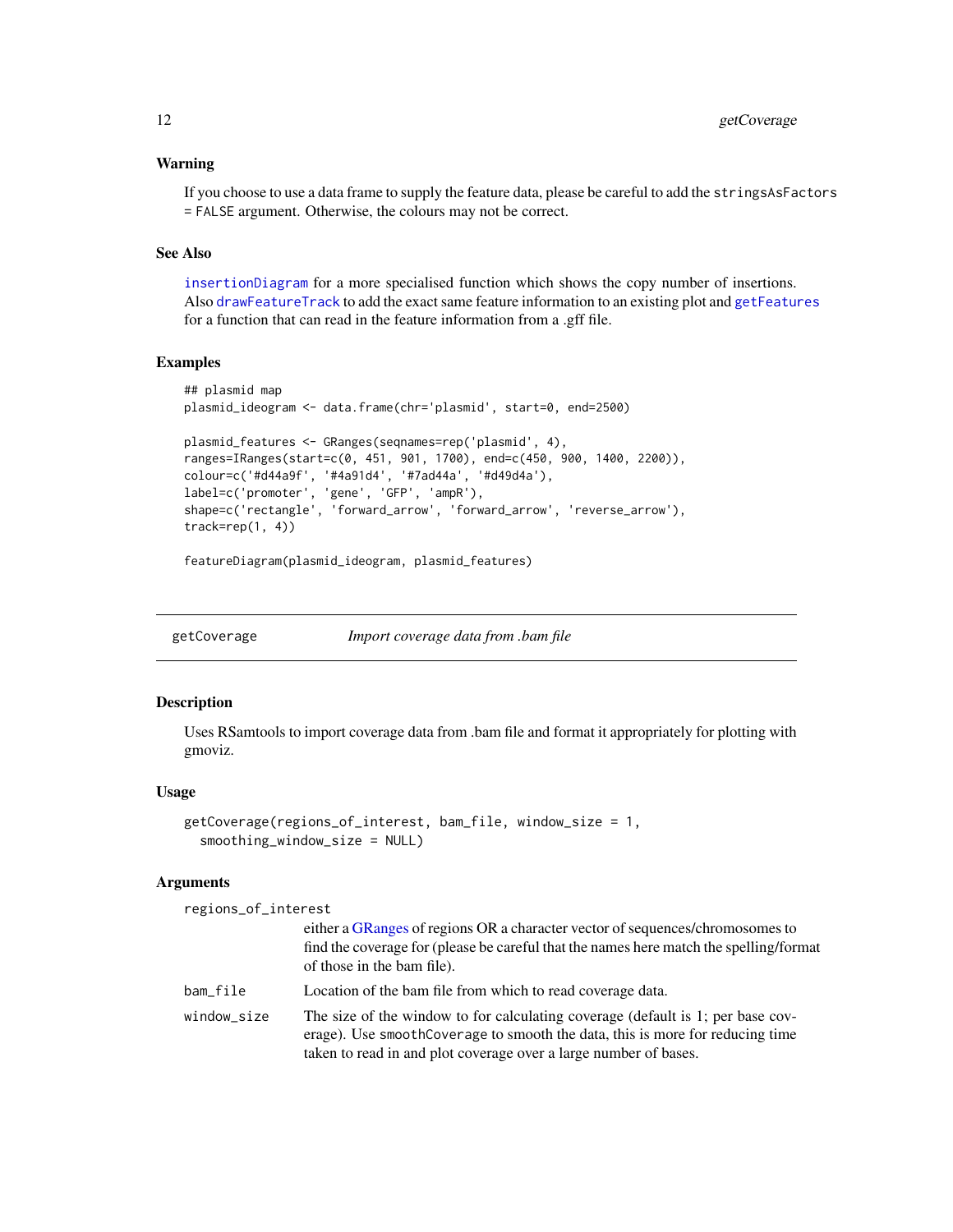### Warning

If you choose to use a data frame to supply the feature data, please be careful to add the `stringsAsFactors = FALSE` argument. Otherwise, the colours may not be correct.

### See Also

`insertionDiagram` for a more specialised function which shows the copy number of insertions. Also `drawFeatureTrack` to add the exact same feature information to an existing plot and `getFeatures` for a function that can read in the feature information from a .gff file.

### Examples

```
## plasmid map
plasmid_ideogram <- data.frame(chr='plasmid', start=0, end=2500)

plasmid_features <- GRanges(seqnames=rep('plasmid', 4),
ranges=IRanges(start=c(0, 451, 901, 1700), end=c(450, 900, 1400, 2200)),
colour=c('#d44a9f', '#4a91d4', '#7ad44a', '#d49d4a'),
label=c('promoter', 'gene', 'GFP', 'ampR'),
shape=c('rectangle', 'forward_arrow', 'forward_arrow', 'reverse_arrow'),
track=rep(1, 4))

featureDiagram(plasmid_ideogram, plasmid_features)
```

---

## getCoverage — *Import coverage data from .bam file*

### Description

Uses RSamtools to import coverage data from .bam file and format it appropriately for plotting with gmoviz.

### Usage

```
getCoverage(regions_of_interest, bam_file, window_size = 1,
  smoothing_window_size = NULL)
```

### Arguments

| | |
|---|---|
| `regions_of_interest` | either a GRanges of regions OR a character vector of sequences/chromosomes to find the coverage for (please be careful that the names here match the spelling/format of those in the bam file). |
| `bam_file` | Location of the bam file from which to read coverage data. |
| `window_size` | The size of the window to for calculating coverage (default is 1; per base coverage). Use `smoothCoverage` to smooth the data, this is more for reducing time taken to read in and plot coverage over a large number of bases. |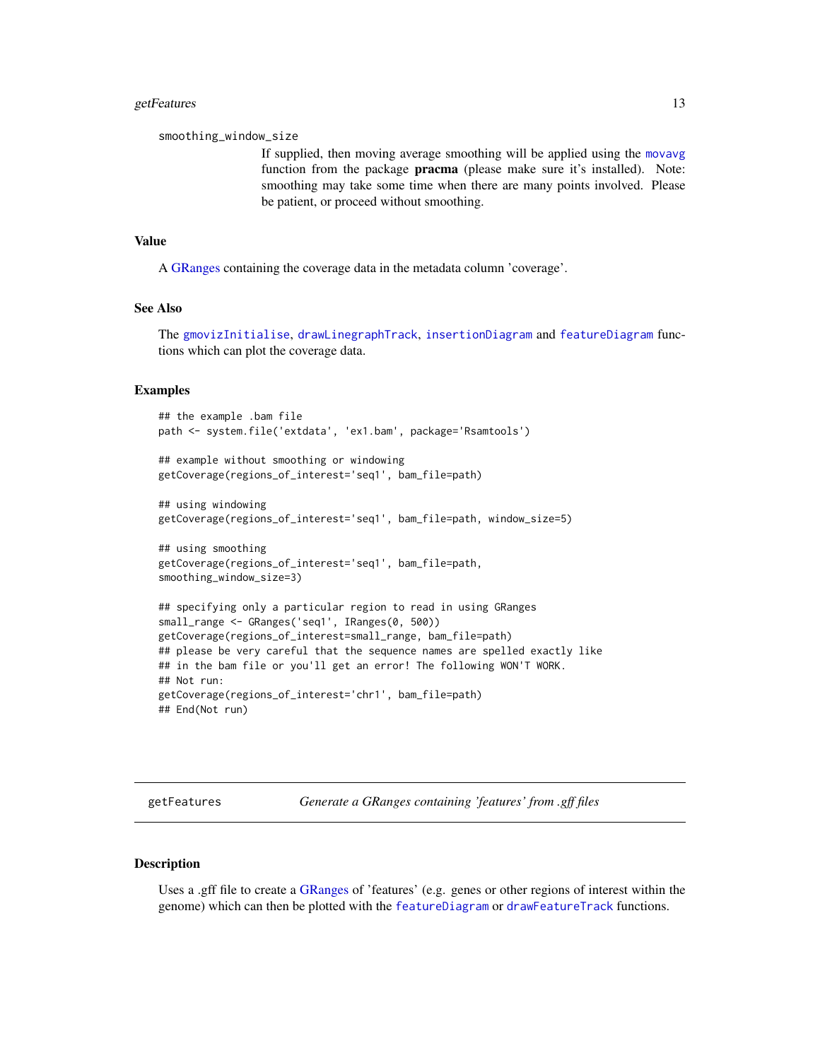smoothing_window_size

If supplied, then moving average smoothing will be applied using the movavg function from the package **pracma** (please make sure it's installed). Note: smoothing may take some time when there are many points involved. Please be patient, or proceed without smoothing.

### Value

A GRanges containing the coverage data in the metadata column 'coverage'.

### See Also

The gmovizInitialise, drawLinegraphTrack, insertionDiagram and featureDiagram functions which can plot the coverage data.

### Examples

```
## the example .bam file
path <- system.file('extdata', 'ex1.bam', package='Rsamtools')

## example without smoothing or windowing
getCoverage(regions_of_interest='seq1', bam_file=path)

## using windowing
getCoverage(regions_of_interest='seq1', bam_file=path, window_size=5)

## using smoothing
getCoverage(regions_of_interest='seq1', bam_file=path,
smoothing_window_size=3)

## specifying only a particular region to read in using GRanges
small_range <- GRanges('seq1', IRanges(0, 500))
getCoverage(regions_of_interest=small_range, bam_file=path)
## please be very careful that the sequence names are spelled exactly like
## in the bam file or you'll get an error! The following WON'T WORK.
## Not run:
getCoverage(regions_of_interest='chr1', bam_file=path)
## End(Not run)
```

---

## getFeatures &nbsp;&nbsp;&nbsp;&nbsp; *Generate a GRanges containing 'features' from .gff files*

---

### Description

Uses a .gff file to create a GRanges of 'features' (e.g. genes or other regions of interest within the genome) which can then be plotted with the featureDiagram or drawFeatureTrack functions.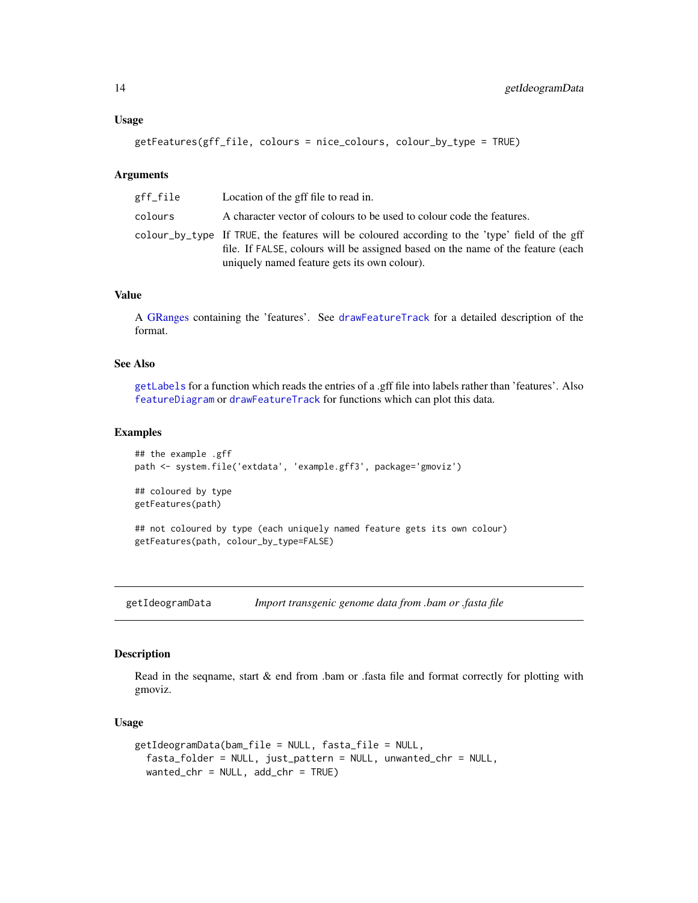### Usage

```
getFeatures(gff_file, colours = nice_colours, colour_by_type = TRUE)
```

### Arguments

| | |
|---|---|
| gff_file | Location of the gff file to read in. |
| colours | A character vector of colours to be used to colour code the features. |
| colour_by_type | If TRUE, the features will be coloured according to the 'type' field of the gff file. If FALSE, colours will be assigned based on the name of the feature (each uniquely named feature gets its own colour). |

### Value

A GRanges containing the 'features'. See drawFeatureTrack for a detailed description of the format.

### See Also

getLabels for a function which reads the entries of a .gff file into labels rather than 'features'. Also featureDiagram or drawFeatureTrack for functions which can plot this data.

### Examples

```
## the example .gff
path <- system.file('extdata', 'example.gff3', package='gmoviz')

## coloured by type
getFeatures(path)

## not coloured by type (each uniquely named feature gets its own colour)
getFeatures(path, colour_by_type=FALSE)
```

---

## getIdeogramData    *Import transgenic genome data from .bam or .fasta file*

### Description

Read in the seqname, start & end from .bam or .fasta file and format correctly for plotting with gmoviz.

### Usage

```
getIdeogramData(bam_file = NULL, fasta_file = NULL,
  fasta_folder = NULL, just_pattern = NULL, unwanted_chr = NULL,
  wanted_chr = NULL, add_chr = TRUE)
```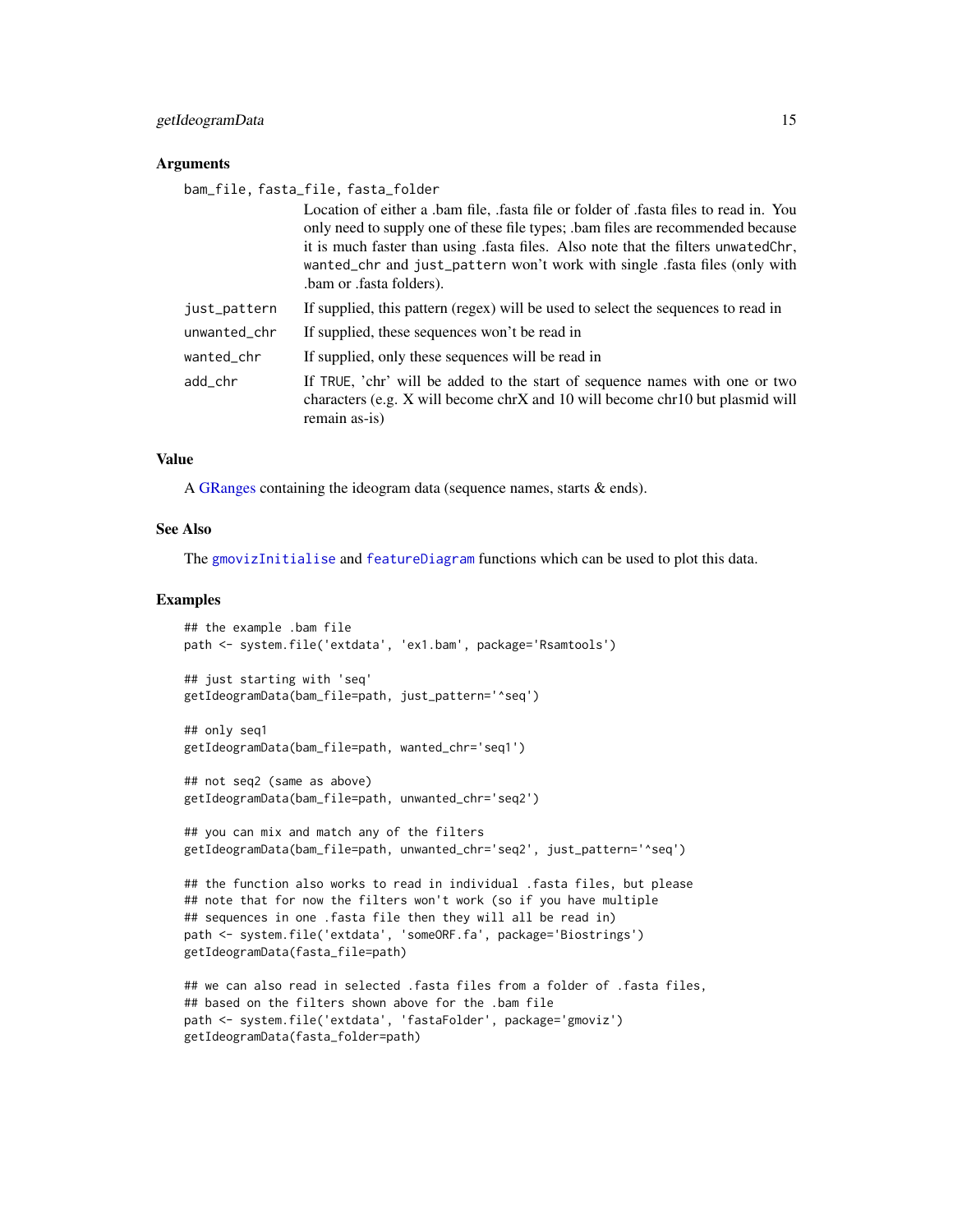### Arguments

`bam_file, fasta_file, fasta_folder`
: Location of either a .bam file, .fasta file or folder of .fasta files to read in. You only need to supply one of these file types; .bam files are recommended because it is much faster than using .fasta files. Also note that the filters `unwatedChr`, `wanted_chr` and `just_pattern` won't work with single .fasta files (only with .bam or .fasta folders).

`just_pattern`
: If supplied, this pattern (regex) will be used to select the sequences to read in

`unwanted_chr`
: If supplied, these sequences won't be read in

`wanted_chr`
: If supplied, only these sequences will be read in

`add_chr`
: If `TRUE`, 'chr' will be added to the start of sequence names with one or two characters (e.g. X will become chrX and 10 will become chr10 but plasmid will remain as-is)

### Value

A GRanges containing the ideogram data (sequence names, starts & ends).

### See Also

The `gmovizInitialise` and `featureDiagram` functions which can be used to plot this data.

### Examples

```
## the example .bam file
path <- system.file('extdata', 'ex1.bam', package='Rsamtools')

## just starting with 'seq'
getIdeogramData(bam_file=path, just_pattern='^seq')

## only seq1
getIdeogramData(bam_file=path, wanted_chr='seq1')

## not seq2 (same as above)
getIdeogramData(bam_file=path, unwanted_chr='seq2')

## you can mix and match any of the filters
getIdeogramData(bam_file=path, unwanted_chr='seq2', just_pattern='^seq')

## the function also works to read in individual .fasta files, but please
## note that for now the filters won't work (so if you have multiple
## sequences in one .fasta file then they will all be read in)
path <- system.file('extdata', 'someORF.fa', package='Biostrings')
getIdeogramData(fasta_file=path)

## we can also read in selected .fasta files from a folder of .fasta files,
## based on the filters shown above for the .bam file
path <- system.file('extdata', 'fastaFolder', package='gmoviz')
getIdeogramData(fasta_folder=path)
```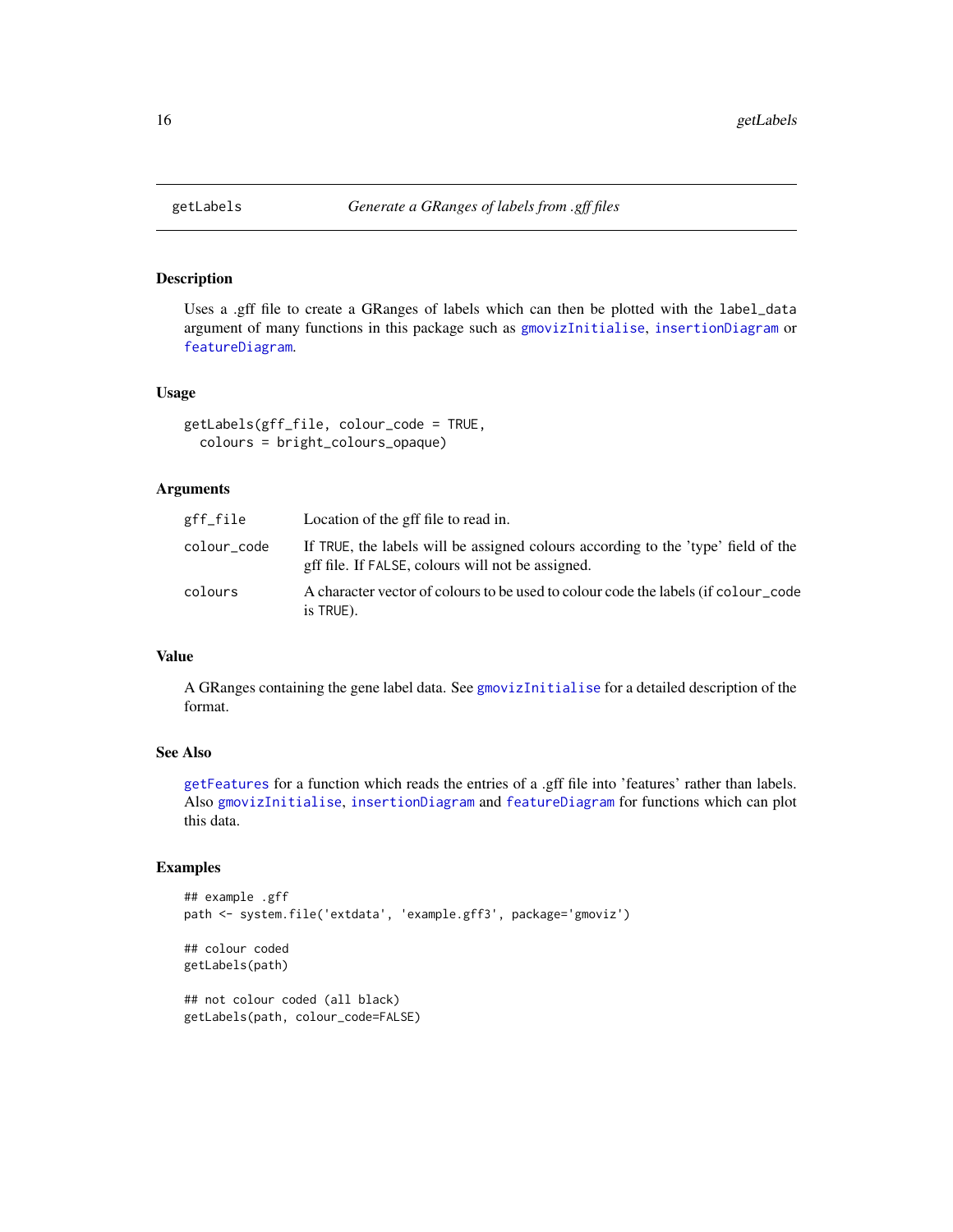# getLabels — *Generate a GRanges of labels from .gff files*

## Description

Uses a .gff file to create a GRanges of labels which can then be plotted with the `label_data` argument of many functions in this package such as `gmovizInitialise`, `insertionDiagram` or `featureDiagram`.

## Usage

```
getLabels(gff_file, colour_code = TRUE,
  colours = bright_colours_opaque)
```

## Arguments

| Argument | Description |
|---|---|
| `gff_file` | Location of the gff file to read in. |
| `colour_code` | If `TRUE`, the labels will be assigned colours according to the 'type' field of the gff file. If `FALSE`, colours will not be assigned. |
| `colours` | A character vector of colours to be used to colour code the labels (if `colour_code` is `TRUE`). |

## Value

A GRanges containing the gene label data. See `gmovizInitialise` for a detailed description of the format.

## See Also

`getFeatures` for a function which reads the entries of a .gff file into 'features' rather than labels. Also `gmovizInitialise`, `insertionDiagram` and `featureDiagram` for functions which can plot this data.

## Examples

```
## example .gff
path <- system.file('extdata', 'example.gff3', package='gmoviz')

## colour coded
getLabels(path)

## not colour coded (all black)
getLabels(path, colour_code=FALSE)
```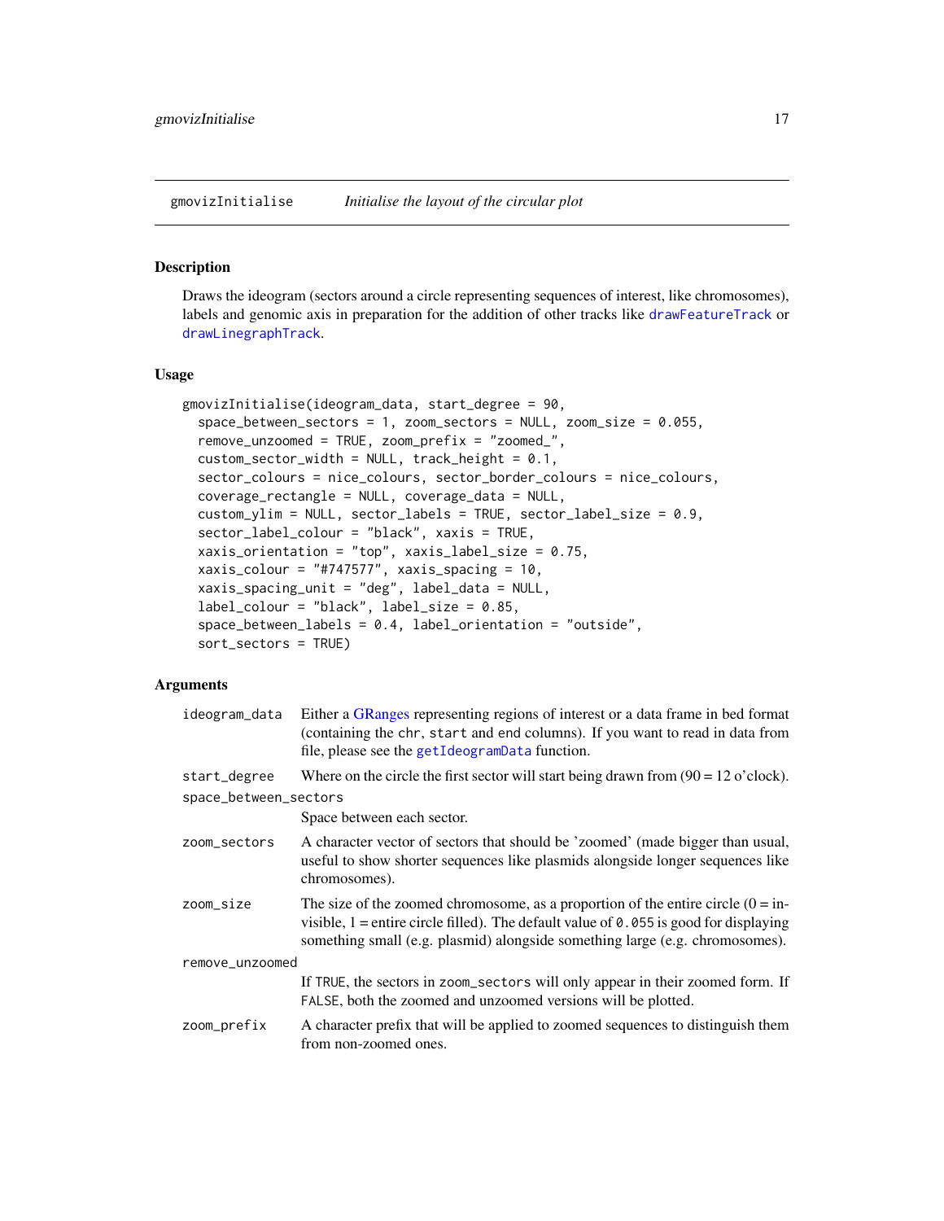## gmovizInitialise *Initialise the layout of the circular plot*

### Description

Draws the ideogram (sectors around a circle representing sequences of interest, like chromosomes), labels and genomic axis in preparation for the addition of other tracks like drawFeatureTrack or drawLinegraphTrack.

### Usage

```
gmovizInitialise(ideogram_data, start_degree = 90,
  space_between_sectors = 1, zoom_sectors = NULL, zoom_size = 0.055,
  remove_unzoomed = TRUE, zoom_prefix = "zoomed_",
  custom_sector_width = NULL, track_height = 0.1,
  sector_colours = nice_colours, sector_border_colours = nice_colours,
  coverage_rectangle = NULL, coverage_data = NULL,
  custom_ylim = NULL, sector_labels = TRUE, sector_label_size = 0.9,
  sector_label_colour = "black", xaxis = TRUE,
  xaxis_orientation = "top", xaxis_label_size = 0.75,
  xaxis_colour = "#747577", xaxis_spacing = 10,
  xaxis_spacing_unit = "deg", label_data = NULL,
  label_colour = "black", label_size = 0.85,
  space_between_labels = 0.4, label_orientation = "outside",
  sort_sectors = TRUE)
```

### Arguments

| | |
|---|---|
| ideogram_data | Either a GRanges representing regions of interest or a data frame in bed format (containing the chr, start and end columns). If you want to read in data from file, please see the getIdeogramData function. |
| start_degree | Where on the circle the first sector will start being drawn from (90 = 12 o'clock). |
| space_between_sectors | Space between each sector. |
| zoom_sectors | A character vector of sectors that should be 'zoomed' (made bigger than usual, useful to show shorter sequences like plasmids alongside longer sequences like chromosomes). |
| zoom_size | The size of the zoomed chromosome, as a proportion of the entire circle (0 = invisible, 1 = entire circle filled). The default value of 0.055 is good for displaying something small (e.g. plasmid) alongside something large (e.g. chromosomes). |
| remove_unzoomed | If TRUE, the sectors in zoom_sectors will only appear in their zoomed form. If FALSE, both the zoomed and unzoomed versions will be plotted. |
| zoom_prefix | A character prefix that will be applied to zoomed sequences to distinguish them from non-zoomed ones. |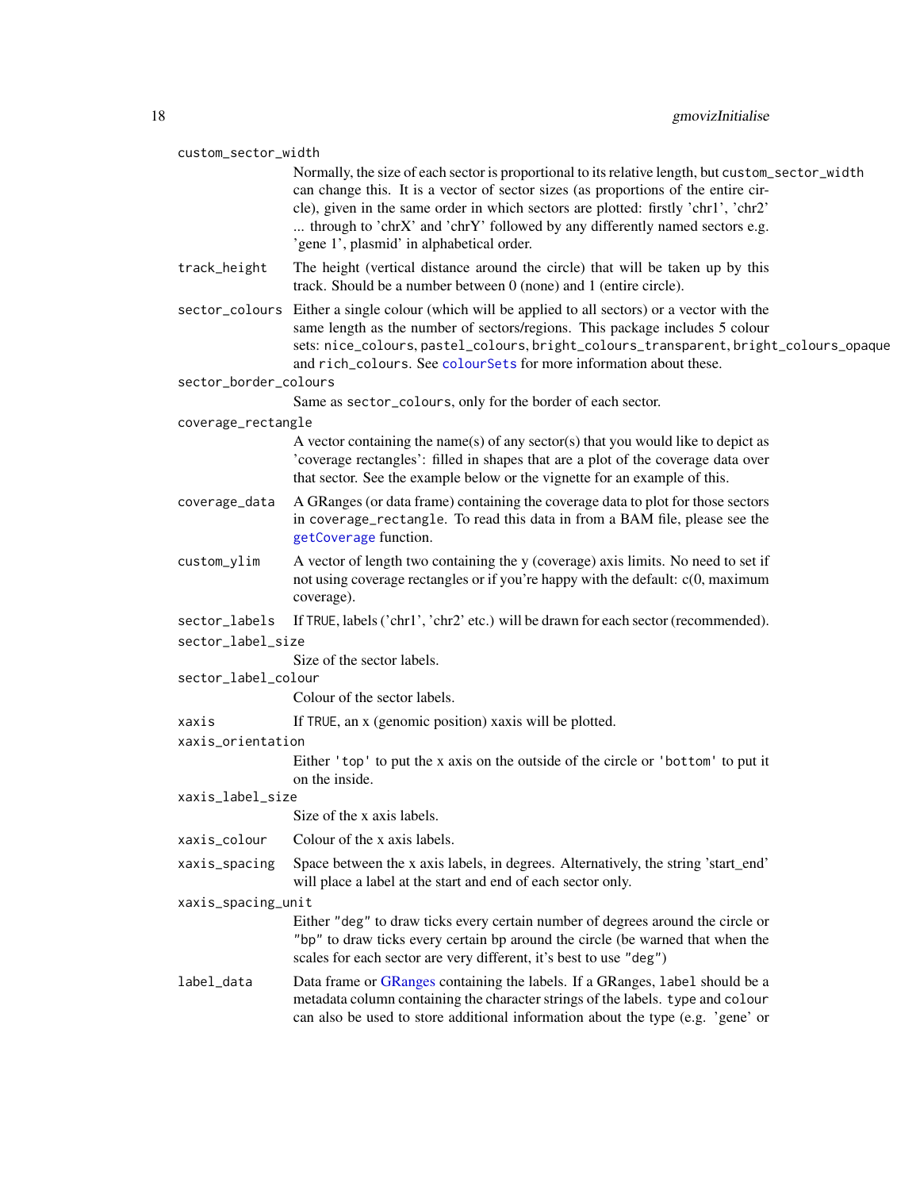`custom_sector_width`
: Normally, the size of each sector is proportional to its relative length, but `custom_sector_width` can change this. It is a vector of sector sizes (as proportions of the entire circle), given in the same order in which sectors are plotted: firstly 'chr1', 'chr2' ... through to 'chrX' and 'chrY' followed by any differently named sectors e.g. 'gene 1', plasmid' in alphabetical order.

`track_height`
: The height (vertical distance around the circle) that will be taken up by this track. Should be a number between 0 (none) and 1 (entire circle).

`sector_colours`
: Either a single colour (which will be applied to all sectors) or a vector with the same length as the number of sectors/regions. This package includes 5 colour sets: `nice_colours`, `pastel_colours`, `bright_colours_transparent`, `bright_colours_opaque` and `rich_colours`. See `colourSets` for more information about these.

`sector_border_colours`
: Same as `sector_colours`, only for the border of each sector.

`coverage_rectangle`
: A vector containing the name(s) of any sector(s) that you would like to depict as 'coverage rectangles': filled in shapes that are a plot of the coverage data over that sector. See the example below or the vignette for an example of this.

`coverage_data`
: A GRanges (or data frame) containing the coverage data to plot for those sectors in `coverage_rectangle`. To read this data in from a BAM file, please see the `getCoverage` function.

`custom_ylim`
: A vector of length two containing the y (coverage) axis limits. No need to set if not using coverage rectangles or if you're happy with the default: c(0, maximum coverage).

`sector_labels`
: If `TRUE`, labels ('chr1', 'chr2' etc.) will be drawn for each sector (recommended).

`sector_label_size`
: Size of the sector labels.

`sector_label_colour`
: Colour of the sector labels.

`xaxis`
: If `TRUE`, an x (genomic position) xaxis will be plotted.

`xaxis_orientation`
: Either `'top'` to put the x axis on the outside of the circle or `'bottom'` to put it on the inside.

`xaxis_label_size`
: Size of the x axis labels.

`xaxis_colour`
: Colour of the x axis labels.

`xaxis_spacing`
: Space between the x axis labels, in degrees. Alternatively, the string 'start_end' will place a label at the start and end of each sector only.

`xaxis_spacing_unit`
: Either `"deg"` to draw ticks every certain number of degrees around the circle or `"bp"` to draw ticks every certain bp around the circle (be warned that when the scales for each sector are very different, it's best to use `"deg"`)

`label_data`
: Data frame or GRanges containing the labels. If a GRanges, `label` should be a metadata column containing the character strings of the labels. `type` and `colour` can also be used to store additional information about the type (e.g. 'gene' or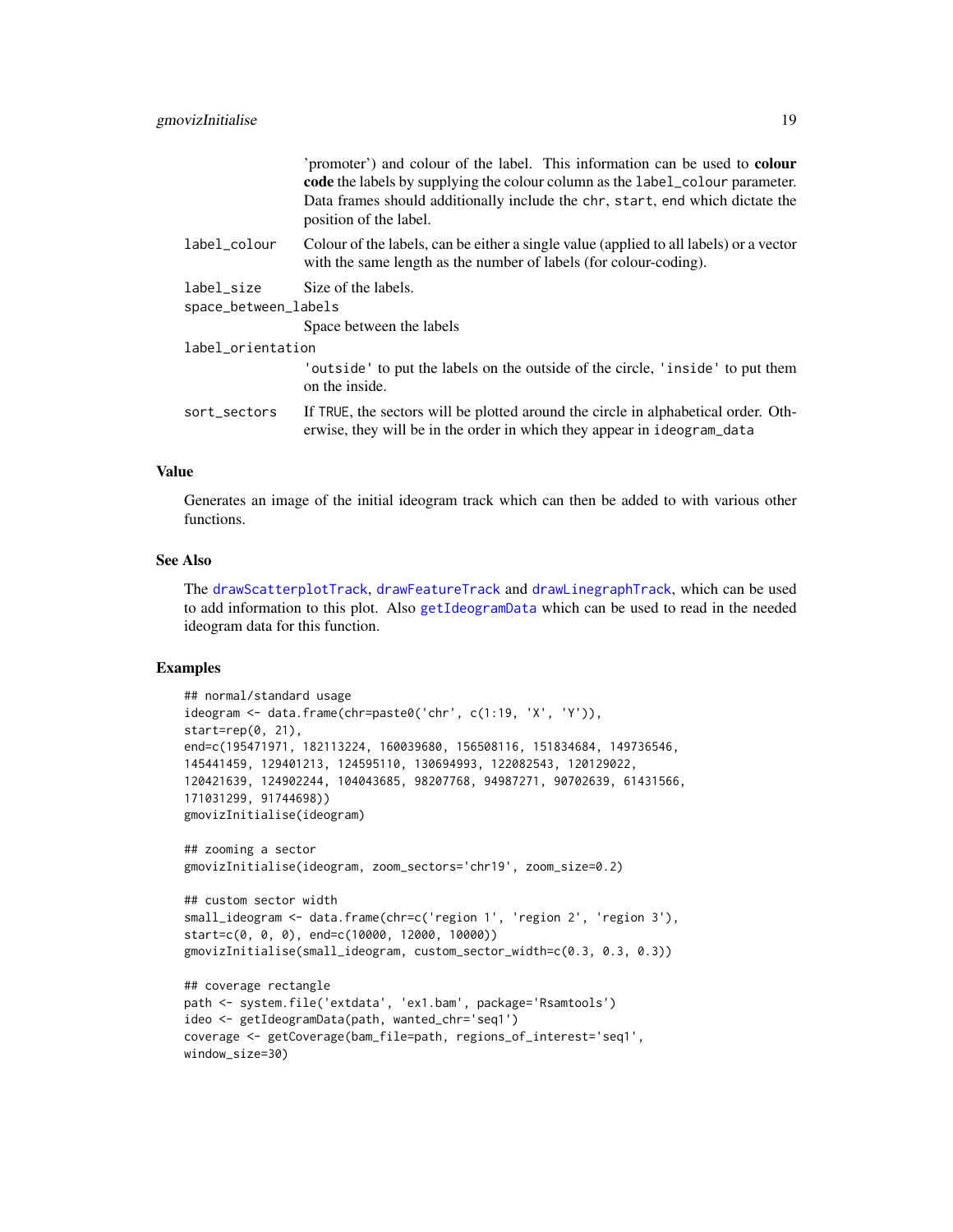'promoter') and colour of the label. This information can be used to **colour code** the labels by supplying the colour column as the `label_colour` parameter. Data frames should additionally include the `chr`, `start`, `end` which dictate the position of the label.

`label_colour` Colour of the labels, can be either a single value (applied to all labels) or a vector with the same length as the number of labels (for colour-coding).

`label_size` Size of the labels.

`space_between_labels` Space between the labels

`label_orientation` `'outside'` to put the labels on the outside of the circle, `'inside'` to put them on the inside.

`sort_sectors` If `TRUE`, the sectors will be plotted around the circle in alphabetical order. Otherwise, they will be in the order in which they appear in `ideogram_data`

## Value

Generates an image of the initial ideogram track which can then be added to with various other functions.

## See Also

The `drawScatterplotTrack`, `drawFeatureTrack` and `drawLinegraphTrack`, which can be used to add information to this plot. Also `getIdeogramData` which can be used to read in the needed ideogram data for this function.

## Examples

```
## normal/standard usage
ideogram <- data.frame(chr=paste0('chr', c(1:19, 'X', 'Y')),
start=rep(0, 21),
end=c(195471971, 182113224, 160039680, 156508116, 151834684, 149736546,
145441459, 129401213, 124595110, 130694993, 122082543, 120129022,
120421639, 124902244, 104043685, 98207768, 94987271, 90702639, 61431566,
171031299, 91744698))
gmovizInitialise(ideogram)

## zooming a sector
gmovizInitialise(ideogram, zoom_sectors='chr19', zoom_size=0.2)

## custom sector width
small_ideogram <- data.frame(chr=c('region 1', 'region 2', 'region 3'),
start=c(0, 0, 0), end=c(10000, 12000, 10000))
gmovizInitialise(small_ideogram, custom_sector_width=c(0.3, 0.3, 0.3))

## coverage rectangle
path <- system.file('extdata', 'ex1.bam', package='Rsamtools')
ideo <- getIdeogramData(path, wanted_chr='seq1')
coverage <- getCoverage(bam_file=path, regions_of_interest='seq1',
window_size=30)
```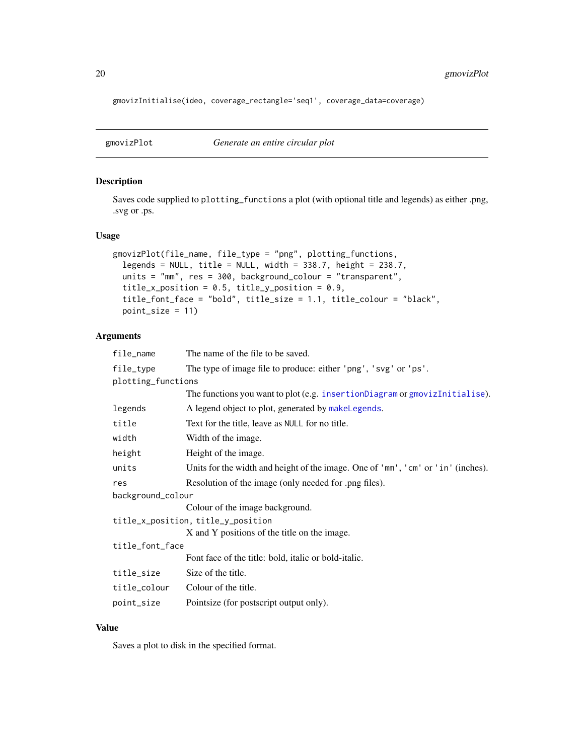```
gmovizInitialise(ideo, coverage_rectangle='seq1', coverage_data=coverage)
```

## gmovizPlot — *Generate an entire circular plot*

### Description

Saves code supplied to `plotting_functions` a plot (with optional title and legends) as either .png, .svg or .ps.

### Usage

```
gmovizPlot(file_name, file_type = "png", plotting_functions,
  legends = NULL, title = NULL, width = 338.7, height = 238.7,
  units = "mm", res = 300, background_colour = "transparent",
  title_x_position = 0.5, title_y_position = 0.9,
  title_font_face = "bold", title_size = 1.1, title_colour = "black",
  point_size = 11)
```

### Arguments

| Argument | Description |
|---|---|
| `file_name` | The name of the file to be saved. |
| `file_type` | The type of image file to produce: either `'png'`, `'svg'` or `'ps'`. |
| `plotting_functions` | The functions you want to plot (e.g. `insertionDiagram` or `gmovizInitialise`). |
| `legends` | A legend object to plot, generated by `makeLegends`. |
| `title` | Text for the title, leave as `NULL` for no title. |
| `width` | Width of the image. |
| `height` | Height of the image. |
| `units` | Units for the width and height of the image. One of `'mm'`, `'cm'` or `'in'` (inches). |
| `res` | Resolution of the image (only needed for .png files). |
| `background_colour` | Colour of the image background. |
| `title_x_position, title_y_position` | X and Y positions of the title on the image. |
| `title_font_face` | Font face of the title: bold, italic or bold-italic. |
| `title_size` | Size of the title. |
| `title_colour` | Colour of the title. |
| `point_size` | Pointsize (for postscript output only). |

### Value

Saves a plot to disk in the specified format.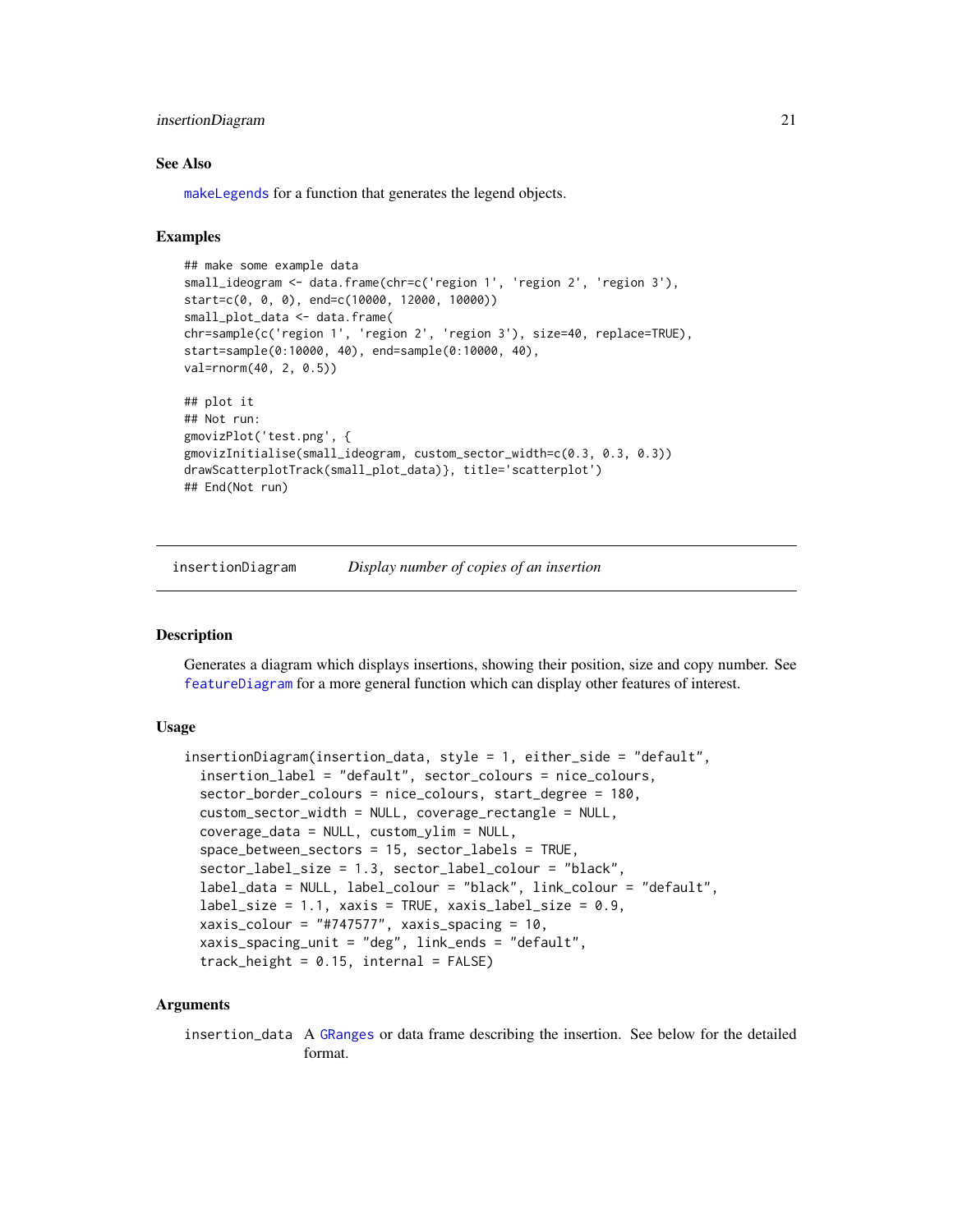### See Also

makeLegends for a function that generates the legend objects.

### Examples

```
## make some example data
small_ideogram <- data.frame(chr=c('region 1', 'region 2', 'region 3'),
start=c(0, 0, 0), end=c(10000, 12000, 10000))
small_plot_data <- data.frame(
chr=sample(c('region 1', 'region 2', 'region 3'), size=40, replace=TRUE),
start=sample(0:10000, 40), end=sample(0:10000, 40),
val=rnorm(40, 2, 0.5))

## plot it
## Not run:
gmovizPlot('test.png', {
gmovizInitialise(small_ideogram, custom_sector_width=c(0.3, 0.3, 0.3))
drawScatterplotTrack(small_plot_data)}, title='scatterplot')
## End(Not run)
```

---

## insertionDiagram *Display number of copies of an insertion*

---

### Description

Generates a diagram which displays insertions, showing their position, size and copy number. See featureDiagram for a more general function which can display other features of interest.

### Usage

```
insertionDiagram(insertion_data, style = 1, either_side = "default",
  insertion_label = "default", sector_colours = nice_colours,
  sector_border_colours = nice_colours, start_degree = 180,
  custom_sector_width = NULL, coverage_rectangle = NULL,
  coverage_data = NULL, custom_ylim = NULL,
  space_between_sectors = 15, sector_labels = TRUE,
  sector_label_size = 1.3, sector_label_colour = "black",
  label_data = NULL, label_colour = "black", link_colour = "default",
  label_size = 1.1, xaxis = TRUE, xaxis_label_size = 0.9,
  xaxis_colour = "#747577", xaxis_spacing = 10,
  xaxis_spacing_unit = "deg", link_ends = "default",
  track_height = 0.15, internal = FALSE)
```

### Arguments

insertion_data A GRanges or data frame describing the insertion. See below for the detailed format.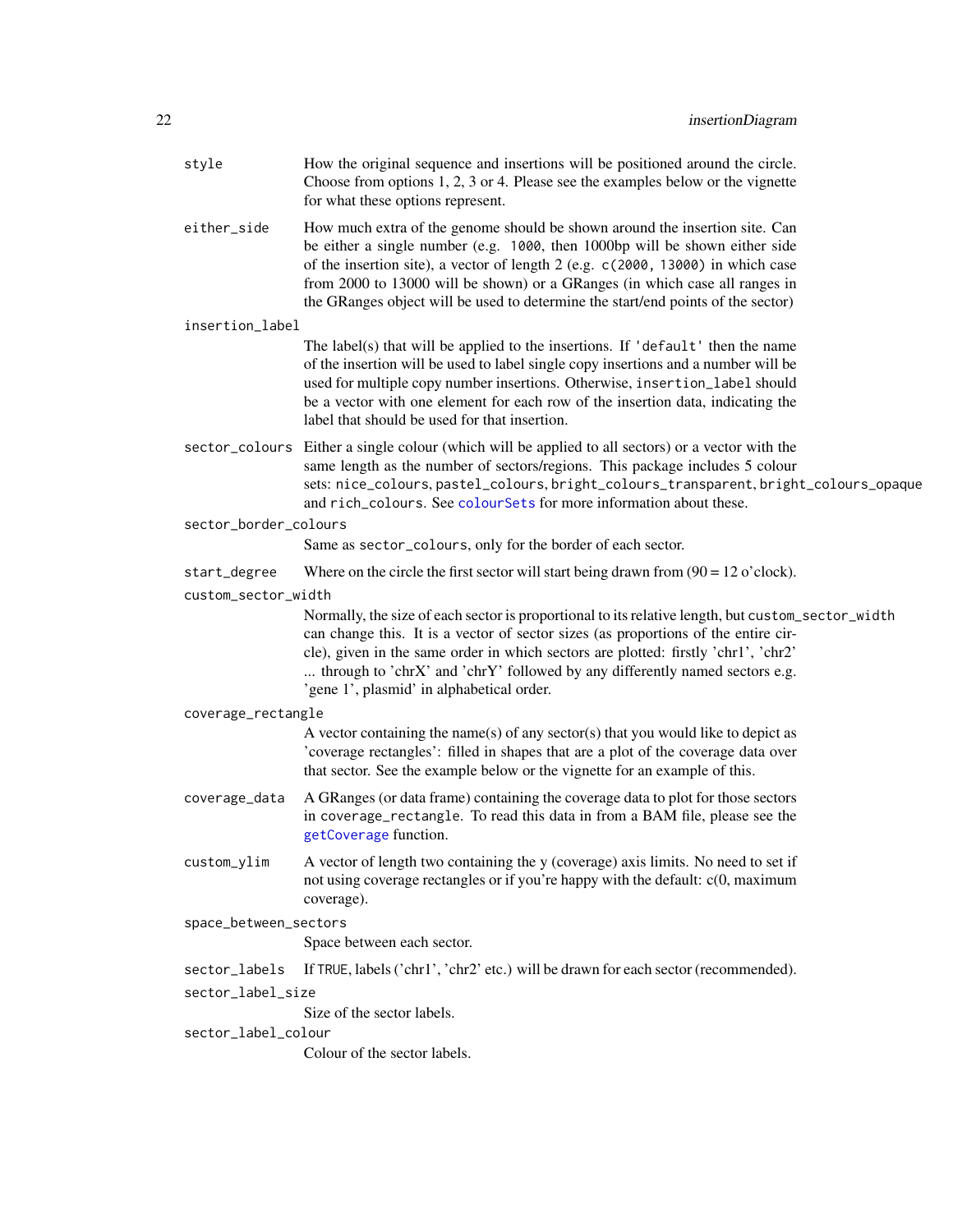`style` How the original sequence and insertions will be positioned around the circle. Choose from options 1, 2, 3 or 4. Please see the examples below or the vignette for what these options represent.

`either_side` How much extra of the genome should be shown around the insertion site. Can be either a single number (e.g. `1000`, then 1000bp will be shown either side of the insertion site), a vector of length 2 (e.g. `c(2000, 13000)` in which case from 2000 to 13000 will be shown) or a GRanges (in which case all ranges in the GRanges object will be used to determine the start/end points of the sector)

`insertion_label` The label(s) that will be applied to the insertions. If `'default'` then the name of the insertion will be used to label single copy insertions and a number will be used for multiple copy number insertions. Otherwise, `insertion_label` should be a vector with one element for each row of the insertion data, indicating the label that should be used for that insertion.

`sector_colours` Either a single colour (which will be applied to all sectors) or a vector with the same length as the number of sectors/regions. This package includes 5 colour sets: `nice_colours`, `pastel_colours`, `bright_colours_transparent`, `bright_colours_opaque` and `rich_colours`. See `colourSets` for more information about these.

`sector_border_colours` Same as `sector_colours`, only for the border of each sector.

`start_degree` Where on the circle the first sector will start being drawn from (90 = 12 o'clock).

`custom_sector_width` Normally, the size of each sector is proportional to its relative length, but `custom_sector_width` can change this. It is a vector of sector sizes (as proportions of the entire circle), given in the same order in which sectors are plotted: firstly 'chr1', 'chr2' ... through to 'chrX' and 'chrY' followed by any differently named sectors e.g. 'gene 1', plasmid' in alphabetical order.

`coverage_rectangle` A vector containing the name(s) of any sector(s) that you would like to depict as 'coverage rectangles': filled in shapes that are a plot of the coverage data over that sector. See the example below or the vignette for an example of this.

`coverage_data` A GRanges (or data frame) containing the coverage data to plot for those sectors in `coverage_rectangle`. To read this data in from a BAM file, please see the `getCoverage` function.

`custom_ylim` A vector of length two containing the y (coverage) axis limits. No need to set if not using coverage rectangles or if you're happy with the default: c(0, maximum coverage).

`space_between_sectors` Space between each sector.

`sector_labels` If `TRUE`, labels ('chr1', 'chr2' etc.) will be drawn for each sector (recommended).

`sector_label_size` Size of the sector labels.

`sector_label_colour` Colour of the sector labels.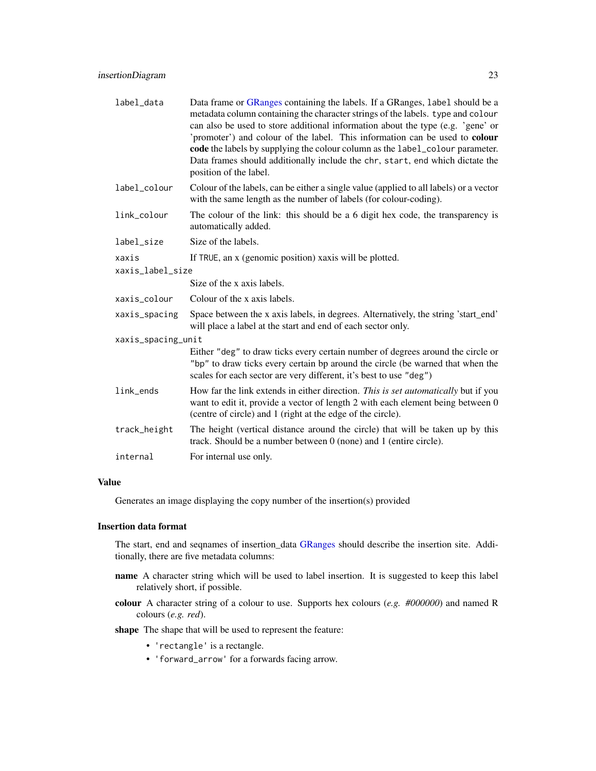| | |
|---|---|
| `label_data` | Data frame or GRanges containing the labels. If a GRanges, `label` should be a metadata column containing the character strings of the labels. `type` and `colour` can also be used to store additional information about the type (e.g. 'gene' or 'promoter') and colour of the label. This information can be used to **colour code** the labels by supplying the colour column as the `label_colour` parameter. Data frames should additionally include the `chr`, `start`, `end` which dictate the position of the label. |
| `label_colour` | Colour of the labels, can be either a single value (applied to all labels) or a vector with the same length as the number of labels (for colour-coding). |
| `link_colour` | The colour of the link: this should be a 6 digit hex code, the transparency is automatically added. |
| `label_size` | Size of the labels. |
| `xaxis` | If `TRUE`, an x (genomic position) xaxis will be plotted. |
| `xaxis_label_size` | Size of the x axis labels. |
| `xaxis_colour` | Colour of the x axis labels. |
| `xaxis_spacing` | Space between the x axis labels, in degrees. Alternatively, the string 'start_end' will place a label at the start and end of each sector only. |
| `xaxis_spacing_unit` | Either `"deg"` to draw ticks every certain number of degrees around the circle or `"bp"` to draw ticks every certain bp around the circle (be warned that when the scales for each sector are very different, it's best to use `"deg"`) |
| `link_ends` | How far the link extends in either direction. *This is set automatically* but if you want to edit it, provide a vector of length 2 with each element being between 0 (centre of circle) and 1 (right at the edge of the circle). |
| `track_height` | The height (vertical distance around the circle) that will be taken up by this track. Should be a number between 0 (none) and 1 (entire circle). |
| `internal` | For internal use only. |

### Value

Generates an image displaying the copy number of the insertion(s) provided

### Insertion data format

The start, end and seqnames of insertion_data GRanges should describe the insertion site. Additionally, there are five metadata columns:

**name** A character string which will be used to label insertion. It is suggested to keep this label relatively short, if possible.

**colour** A character string of a colour to use. Supports hex colours (*e.g. #000000*) and named R colours (*e.g. red*).

**shape** The shape that will be used to represent the feature:

- `'rectangle'` is a rectangle.
- `'forward_arrow'` for a forwards facing arrow.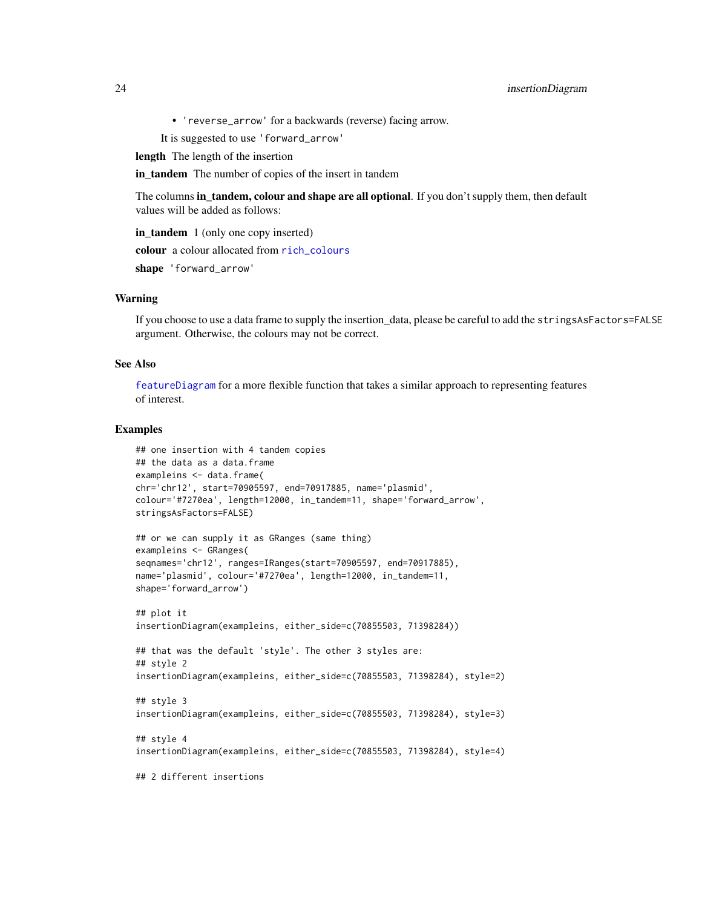- 'reverse_arrow' for a backwards (reverse) facing arrow.

  It is suggested to use 'forward_arrow'

**length** The length of the insertion

**in_tandem** The number of copies of the insert in tandem

The columns **in_tandem, colour and shape are all optional**. If you don't supply them, then default values will be added as follows:

**in_tandem** 1 (only one copy inserted)

**colour** a colour allocated from rich_colours

**shape** 'forward_arrow'

## Warning

If you choose to use a data frame to supply the insertion_data, please be careful to add the stringsAsFactors=FALSE argument. Otherwise, the colours may not be correct.

## See Also

featureDiagram for a more flexible function that takes a similar approach to representing features of interest.

## Examples

```
## one insertion with 4 tandem copies
## the data as a data.frame
exampleins <- data.frame(
chr='chr12', start=70905597, end=70917885, name='plasmid',
colour='#7270ea', length=12000, in_tandem=11, shape='forward_arrow',
stringsAsFactors=FALSE)

## or we can supply it as GRanges (same thing)
exampleins <- GRanges(
seqnames='chr12', ranges=IRanges(start=70905597, end=70917885),
name='plasmid', colour='#7270ea', length=12000, in_tandem=11,
shape='forward_arrow')

## plot it
insertionDiagram(exampleins, either_side=c(70855503, 71398284))

## that was the default 'style'. The other 3 styles are:
## style 2
insertionDiagram(exampleins, either_side=c(70855503, 71398284), style=2)

## style 3
insertionDiagram(exampleins, either_side=c(70855503, 71398284), style=3)

## style 4
insertionDiagram(exampleins, either_side=c(70855503, 71398284), style=4)

## 2 different insertions
```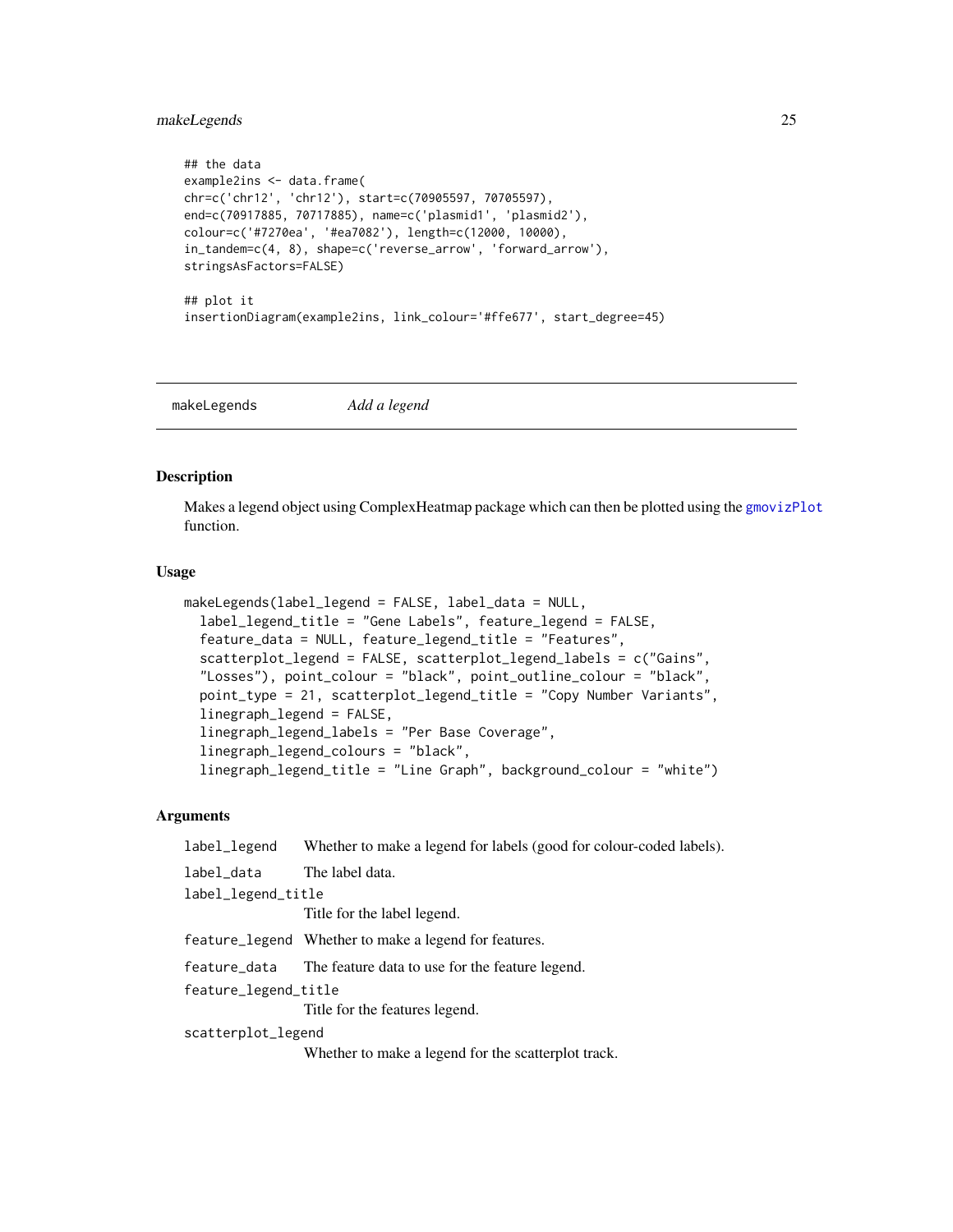```
## the data
example2ins <- data.frame(
chr=c('chr12', 'chr12'), start=c(70905597, 70705597),
end=c(70917885, 70717885), name=c('plasmid1', 'plasmid2'),
colour=c('#7270ea', '#ea7082'), length=c(12000, 10000),
in_tandem=c(4, 8), shape=c('reverse_arrow', 'forward_arrow'),
stringsAsFactors=FALSE)

## plot it
insertionDiagram(example2ins, link_colour='#ffe677', start_degree=45)
```

---

`makeLegends` *Add a legend*

---

### Description

Makes a legend object using ComplexHeatmap package which can then be plotted using the `gmovizPlot` function.

### Usage

```
makeLegends(label_legend = FALSE, label_data = NULL,
  label_legend_title = "Gene Labels", feature_legend = FALSE,
  feature_data = NULL, feature_legend_title = "Features",
  scatterplot_legend = FALSE, scatterplot_legend_labels = c("Gains",
  "Losses"), point_colour = "black", point_outline_colour = "black",
  point_type = 21, scatterplot_legend_title = "Copy Number Variants",
  linegraph_legend = FALSE,
  linegraph_legend_labels = "Per Base Coverage",
  linegraph_legend_colours = "black",
  linegraph_legend_title = "Line Graph", background_colour = "white")
```

### Arguments

| | |
|---|---|
| `label_legend` | Whether to make a legend for labels (good for colour-coded labels). |
| `label_data` | The label data. |
| `label_legend_title` | Title for the label legend. |
| `feature_legend` | Whether to make a legend for features. |
| `feature_data` | The feature data to use for the feature legend. |
| `feature_legend_title` | Title for the features legend. |
| `scatterplot_legend` | Whether to make a legend for the scatterplot track. |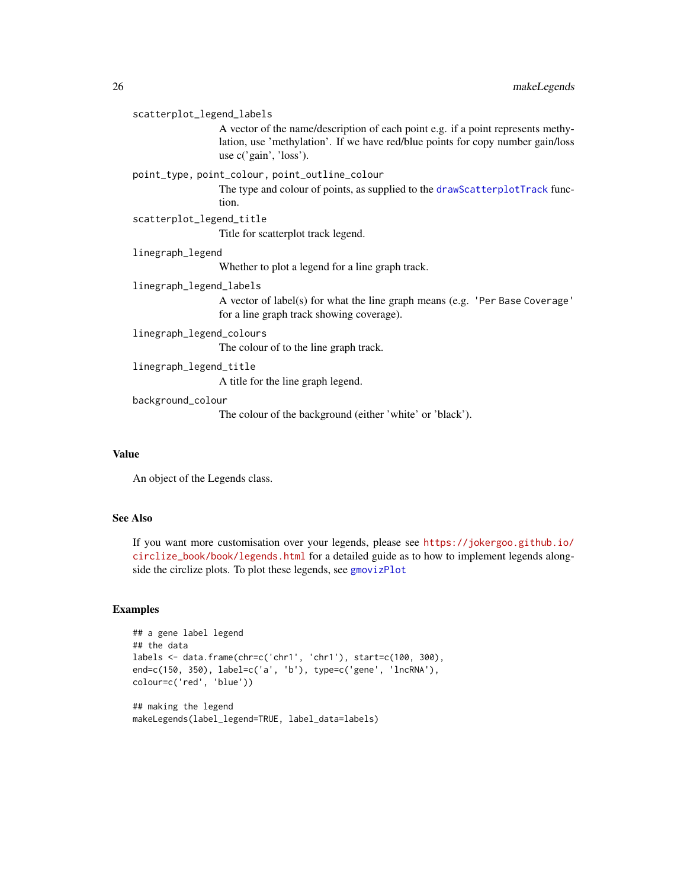`scatterplot_legend_labels`
: A vector of the name/description of each point e.g. if a point represents methylation, use 'methylation'. If we have red/blue points for copy number gain/loss use c('gain', 'loss').

`point_type`, `point_colour`, `point_outline_colour`
: The type and colour of points, as supplied to the `drawScatterplotTrack` function.

`scatterplot_legend_title`
: Title for scatterplot track legend.

`linegraph_legend`
: Whether to plot a legend for a line graph track.

`linegraph_legend_labels`
: A vector of label(s) for what the line graph means (e.g. `'Per Base Coverage'` for a line graph track showing coverage).

`linegraph_legend_colours`
: The colour of to the line graph track.

`linegraph_legend_title`
: A title for the line graph legend.

`background_colour`
: The colour of the background (either 'white' or 'black').

## Value

An object of the Legends class.

## See Also

If you want more customisation over your legends, please see https://jokergoo.github.io/circlize_book/book/legends.html for a detailed guide as to how to implement legends alongside the circlize plots. To plot these legends, see `gmovizPlot`

## Examples

```
## a gene label legend
## the data
labels <- data.frame(chr=c('chr1', 'chr1'), start=c(100, 300),
end=c(150, 350), label=c('a', 'b'), type=c('gene', 'lncRNA'),
colour=c('red', 'blue'))

## making the legend
makeLegends(label_legend=TRUE, label_data=labels)
```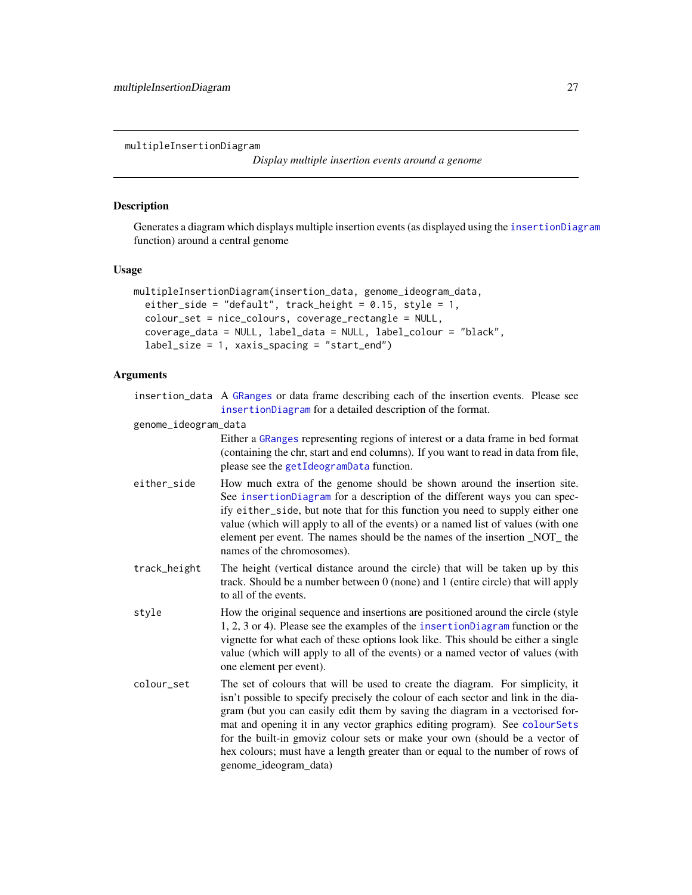multipleInsertionDiagram

*Display multiple insertion events around a genome*

## Description

Generates a diagram which displays multiple insertion events (as displayed using the insertionDiagram function) around a central genome

## Usage

```
multipleInsertionDiagram(insertion_data, genome_ideogram_data,
  either_side = "default", track_height = 0.15, style = 1,
  colour_set = nice_colours, coverage_rectangle = NULL,
  coverage_data = NULL, label_data = NULL, label_colour = "black",
  label_size = 1, xaxis_spacing = "start_end")
```

## Arguments

| | |
|---|---|
| insertion_data | A GRanges or data frame describing each of the insertion events. Please see insertionDiagram for a detailed description of the format. |
| genome_ideogram_data | Either a GRanges representing regions of interest or a data frame in bed format (containing the chr, start and end columns). If you want to read in data from file, please see the getIdeogramData function. |
| either_side | How much extra of the genome should be shown around the insertion site. See insertionDiagram for a description of the different ways you can specify either_side, but note that for this function you need to supply either one value (which will apply to all of the events) or a named list of values (with one element per event. The names should be the names of the insertion _NOT_ the names of the chromosomes). |
| track_height | The height (vertical distance around the circle) that will be taken up by this track. Should be a number between 0 (none) and 1 (entire circle) that will apply to all of the events. |
| style | How the original sequence and insertions are positioned around the circle (style 1, 2, 3 or 4). Please see the examples of the insertionDiagram function or the vignette for what each of these options look like. This should be either a single value (which will apply to all of the events) or a named vector of values (with one element per event). |
| colour_set | The set of colours that will be used to create the diagram. For simplicity, it isn't possible to specify precisely the colour of each sector and link in the diagram (but you can easily edit them by saving the diagram in a vectorised format and opening it in any vector graphics editing program). See colourSets for the built-in gmoviz colour sets or make your own (should be a vector of hex colours; must have a length greater than or equal to the number of rows of genome_ideogram_data) |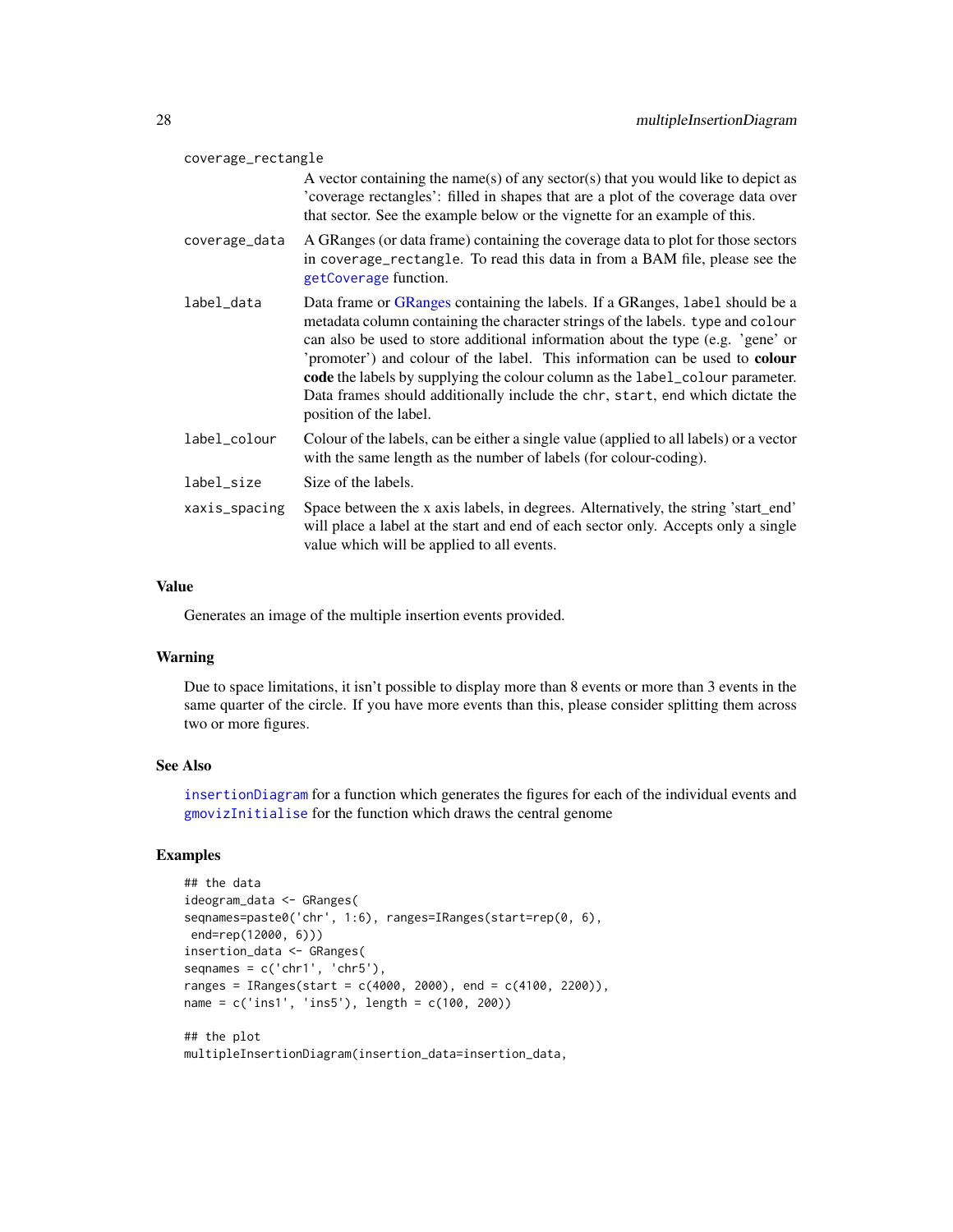coverage_rectangle
: A vector containing the name(s) of any sector(s) that you would like to depict as 'coverage rectangles': filled in shapes that are a plot of the coverage data over that sector. See the example below or the vignette for an example of this.

coverage_data
: A GRanges (or data frame) containing the coverage data to plot for those sectors in `coverage_rectangle`. To read this data in from a BAM file, please see the `getCoverage` function.

label_data
: Data frame or GRanges containing the labels. If a GRanges, `label` should be a metadata column containing the character strings of the labels. `type` and `colour` can also be used to store additional information about the type (e.g. 'gene' or 'promoter') and colour of the label. This information can be used to **colour code** the labels by supplying the colour column as the `label_colour` parameter. Data frames should additionally include the `chr`, `start`, `end` which dictate the position of the label.

label_colour
: Colour of the labels, can be either a single value (applied to all labels) or a vector with the same length as the number of labels (for colour-coding).

label_size
: Size of the labels.

xaxis_spacing
: Space between the x axis labels, in degrees. Alternatively, the string 'start_end' will place a label at the start and end of each sector only. Accepts only a single value which will be applied to all events.

## Value

Generates an image of the multiple insertion events provided.

## Warning

Due to space limitations, it isn't possible to display more than 8 events or more than 3 events in the same quarter of the circle. If you have more events than this, please consider splitting them across two or more figures.

## See Also

`insertionDiagram` for a function which generates the figures for each of the individual events and `gmovizInitialise` for the function which draws the central genome

## Examples

```
## the data
ideogram_data <- GRanges(
seqnames=paste0('chr', 1:6), ranges=IRanges(start=rep(0, 6),
 end=rep(12000, 6)))
insertion_data <- GRanges(
seqnames = c('chr1', 'chr5'),
ranges = IRanges(start = c(4000, 2000), end = c(4100, 2200)),
name = c('ins1', 'ins5'), length = c(100, 200))

## the plot
multipleInsertionDiagram(insertion_data=insertion_data,
```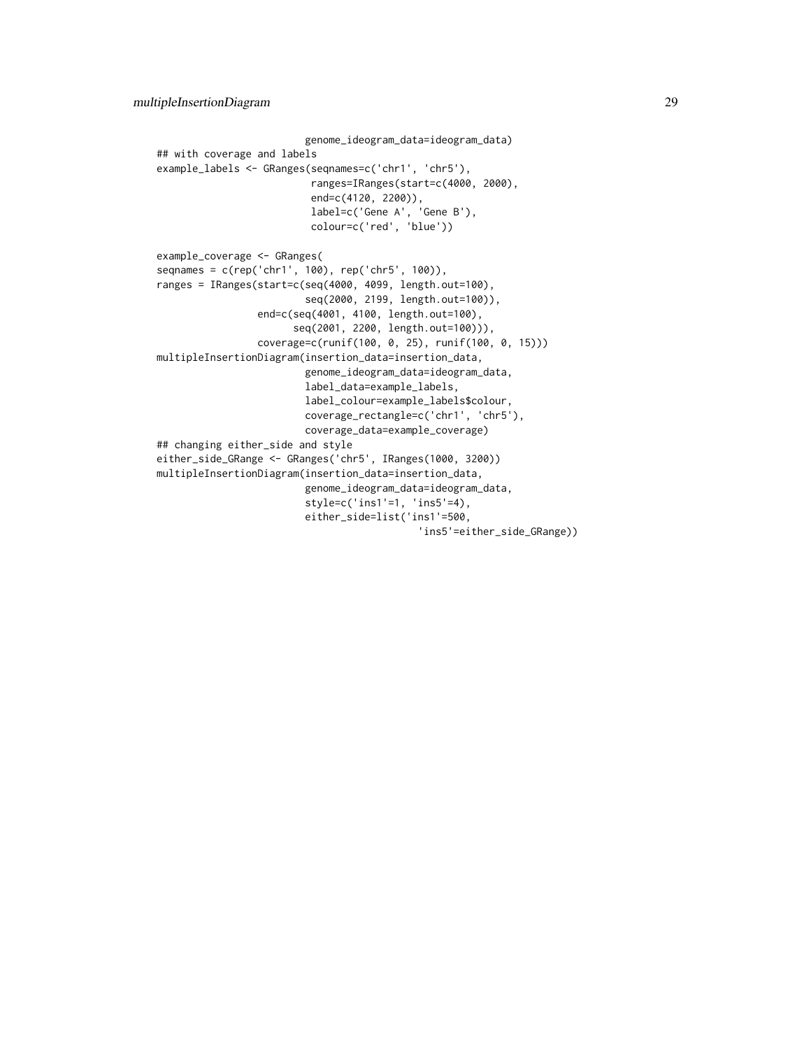```
                        genome_ideogram_data=ideogram_data)
## with coverage and labels
example_labels <- GRanges(seqnames=c('chr1', 'chr5'),
                         ranges=IRanges(start=c(4000, 2000),
                         end=c(4120, 2200)),
                         label=c('Gene A', 'Gene B'),
                         colour=c('red', 'blue'))

example_coverage <- GRanges(
seqnames = c(rep('chr1', 100), rep('chr5', 100)),
ranges = IRanges(start=c(seq(4000, 4099, length.out=100),
                        seq(2000, 2199, length.out=100)),
                end=c(seq(4001, 4100, length.out=100),
                      seq(2001, 2200, length.out=100))),
                coverage=c(runif(100, 0, 25), runif(100, 0, 15)))
multipleInsertionDiagram(insertion_data=insertion_data,
                        genome_ideogram_data=ideogram_data,
                        label_data=example_labels,
                        label_colour=example_labels$colour,
                        coverage_rectangle=c('chr1', 'chr5'),
                        coverage_data=example_coverage)
## changing either_side and style
either_side_GRange <- GRanges('chr5', IRanges(1000, 3200))
multipleInsertionDiagram(insertion_data=insertion_data,
                        genome_ideogram_data=ideogram_data,
                        style=c('ins1'=1, 'ins5'=4),
                        either_side=list('ins1'=500,
                                         'ins5'=either_side_GRange))
```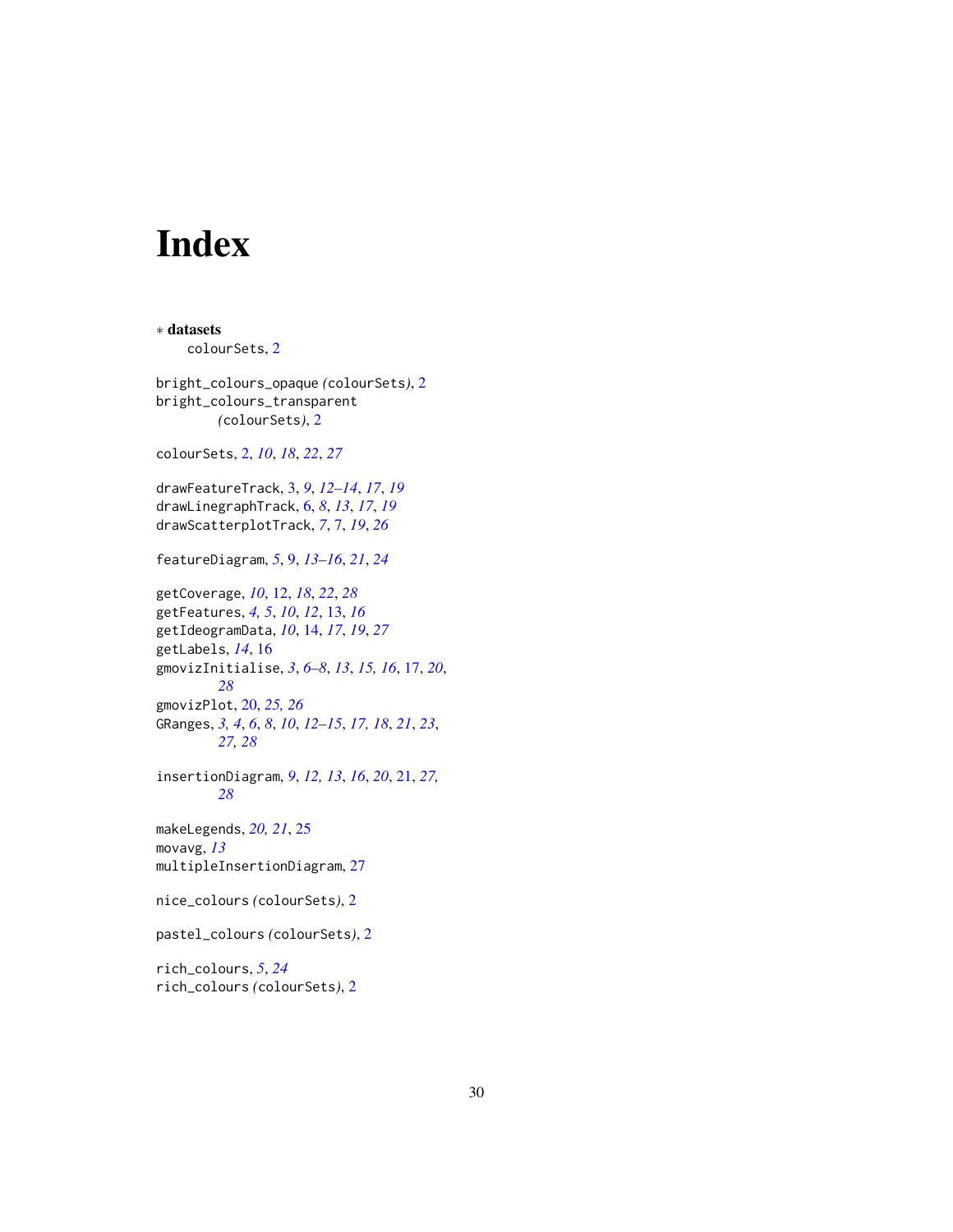# Index

∗ **datasets**
  colourSets, 2

bright_colours_opaque *(*colourSets*)*, 2
bright_colours_transparent *(*colourSets*)*, 2

colourSets, 2, *10*, *18*, *22*, *27*

drawFeatureTrack, 3, *9*, *12–14*, *17*, *19*
drawLinegraphTrack, 6, *8*, *13*, *17*, *19*
drawScatterplotTrack, *7*, 7, *19*, *26*

featureDiagram, *5*, 9, *13–16*, *21*, *24*

getCoverage, *10*, 12, *18*, *22*, *28*
getFeatures, *4, 5*, *10*, *12*, 13, *16*
getIdeogramData, *10*, 14, *17*, *19*, *27*
getLabels, *14*, 16
gmovizInitialise, *3*, *6–8*, *13*, *15, 16*, 17, *20*, *28*
gmovizPlot, 20, *25, 26*
GRanges, *3, 4*, *6*, *8*, *10*, *12–15*, *17, 18*, *21*, *23*, *27, 28*

insertionDiagram, *9*, *12, 13*, *16*, *20*, 21, *27, 28*

makeLegends, *20, 21*, 25
movavg, *13*
multipleInsertionDiagram, 27

nice_colours *(*colourSets*)*, 2

pastel_colours *(*colourSets*)*, 2

rich_colours, *5*, *24*
rich_colours *(*colourSets*)*, 2